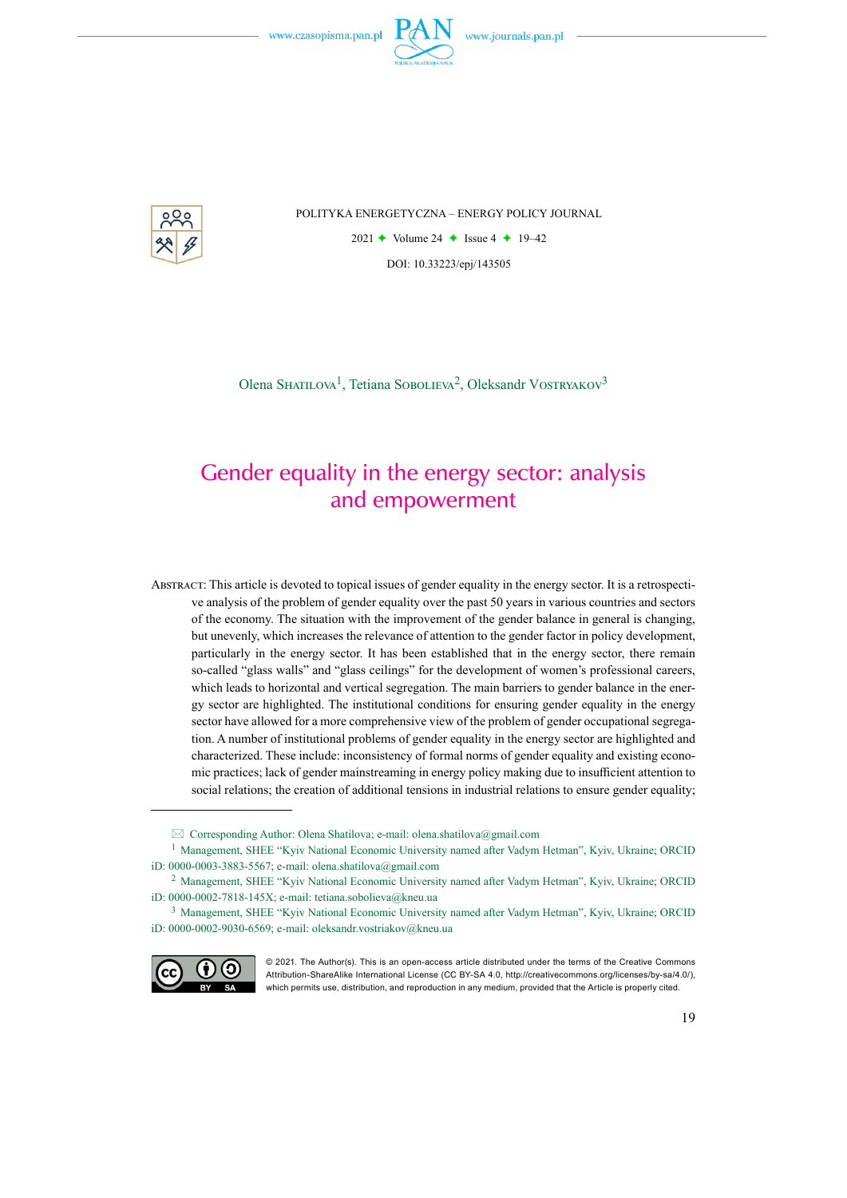POLITYKA ENERGETYCZNA – ENERGY POLICY JOURNAL

2021 ✦ Volume 24 ✦ Issue 4 ✦ 19–42

DOI: 10.33223/epj/143505

Olena Shatilova[1], Tetiana Sobolieva[2], Oleksandr Vostryakov[3]

# Gender equality in the energy sector: analysis and empowerment

Abstract: This article is devoted to topical issues of gender equality in the energy sector. It is a retrospective analysis of the problem of gender equality over the past 50 years in various countries and sectors of the economy. The situation with the improvement of the gender balance in general is changing, but unevenly, which increases the relevance of attention to the gender factor in policy development, particularly in the energy sector. It has been established that in the energy sector, there remain so-called "glass walls" and "glass ceilings" for the development of women's professional careers, which leads to horizontal and vertical segregation. The main barriers to gender balance in the energy sector are highlighted. The institutional conditions for ensuring gender equality in the energy sector have allowed for a more comprehensive view of the problem of gender occupational segregation. A number of institutional problems of gender equality in the energy sector are highlighted and characterized. These include: inconsistency of formal norms of gender equality and existing economic practices; lack of gender mainstreaming in energy policy making due to insufficient attention to social relations; the creation of additional tensions in industrial relations to ensure gender equality;

---

✉ Corresponding Author: Olena Shatilova; e-mail: olena.shatilova@gmail.com

[1] Management, SHEE "Kyiv National Economic University named after Vadym Hetman", Kyiv, Ukraine; ORCID iD: 0000-0003-3883-5567; e-mail: olena.shatilova@gmail.com

[2] Management, SHEE "Kyiv National Economic University named after Vadym Hetman", Kyiv, Ukraine; ORCID iD: 0000-0002-7818-145X; e-mail: tetiana.sobolieva@kneu.ua

[3] Management, SHEE "Kyiv National Economic University named after Vadym Hetman", Kyiv, Ukraine; ORCID iD: 0000-0002-9030-6569; e-mail: oleksandr.vostriakov@kneu.ua

© 2021. The Author(s). This is an open-access article distributed under the terms of the Creative Commons Attribution-ShareAlike International License (CC BY-SA 4.0, http://creativecommons.org/licenses/by-sa/4.0/), which permits use, distribution, and reproduction in any medium, provided that the Article is properly cited.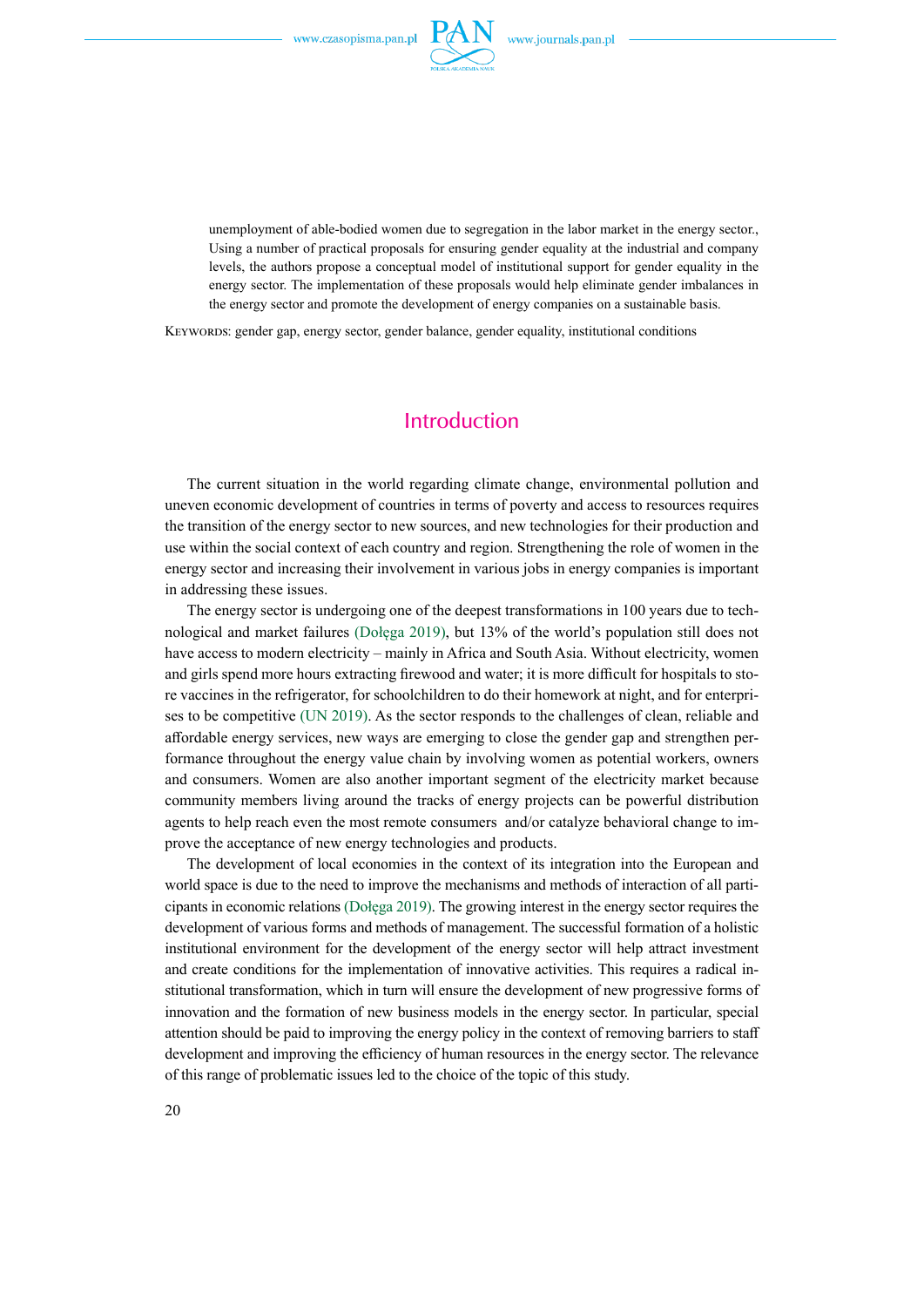unemployment of able-bodied women due to segregation in the labor market in the energy sector., Using a number of practical proposals for ensuring gender equality at the industrial and company levels, the authors propose a conceptual model of institutional support for gender equality in the energy sector. The implementation of these proposals would help eliminate gender imbalances in the energy sector and promote the development of energy companies on a sustainable basis.

Keywords: gender gap, energy sector, gender balance, gender equality, institutional conditions

## Introduction

The current situation in the world regarding climate change, environmental pollution and uneven economic development of countries in terms of poverty and access to resources requires the transition of the energy sector to new sources, and new technologies for their production and use within the social context of each country and region. Strengthening the role of women in the energy sector and increasing their involvement in various jobs in energy companies is important in addressing these issues.

The energy sector is undergoing one of the deepest transformations in 100 years due to technological and market failures (Dołęga 2019), but 13% of the world's population still does not have access to modern electricity – mainly in Africa and South Asia. Without electricity, women and girls spend more hours extracting firewood and water; it is more difficult for hospitals to store vaccines in the refrigerator, for schoolchildren to do their homework at night, and for enterprises to be competitive (UN 2019). As the sector responds to the challenges of clean, reliable and affordable energy services, new ways are emerging to close the gender gap and strengthen performance throughout the energy value chain by involving women as potential workers, owners and consumers. Women are also another important segment of the electricity market because community members living around the tracks of energy projects can be powerful distribution agents to help reach even the most remote consumers and/or catalyze behavioral change to improve the acceptance of new energy technologies and products.

The development of local economies in the context of its integration into the European and world space is due to the need to improve the mechanisms and methods of interaction of all participants in economic relations (Dołęga 2019). The growing interest in the energy sector requires the development of various forms and methods of management. The successful formation of a holistic institutional environment for the development of the energy sector will help attract investment and create conditions for the implementation of innovative activities. This requires a radical institutional transformation, which in turn will ensure the development of new progressive forms of innovation and the formation of new business models in the energy sector. In particular, special attention should be paid to improving the energy policy in the context of removing barriers to staff development and improving the efficiency of human resources in the energy sector. The relevance of this range of problematic issues led to the choice of the topic of this study.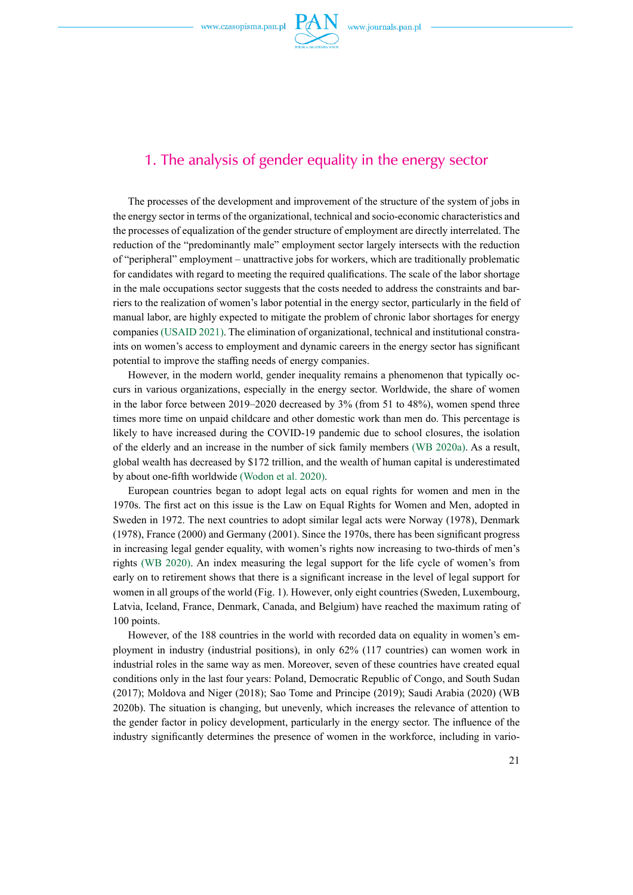# 1. The analysis of gender equality in the energy sector

The processes of the development and improvement of the structure of the system of jobs in the energy sector in terms of the organizational, technical and socio-economic characteristics and the processes of equalization of the gender structure of employment are directly interrelated. The reduction of the "predominantly male" employment sector largely intersects with the reduction of "peripheral" employment – unattractive jobs for workers, which are traditionally problematic for candidates with regard to meeting the required qualifications. The scale of the labor shortage in the male occupations sector suggests that the costs needed to address the constraints and barriers to the realization of women's labor potential in the energy sector, particularly in the field of manual labor, are highly expected to mitigate the problem of chronic labor shortages for energy companies (USAID 2021). The elimination of organizational, technical and institutional constraints on women's access to employment and dynamic careers in the energy sector has significant potential to improve the staffing needs of energy companies.

However, in the modern world, gender inequality remains a phenomenon that typically occurs in various organizations, especially in the energy sector. Worldwide, the share of women in the labor force between 2019–2020 decreased by 3% (from 51 to 48%), women spend three times more time on unpaid childcare and other domestic work than men do. This percentage is likely to have increased during the COVID-19 pandemic due to school closures, the isolation of the elderly and an increase in the number of sick family members (WB 2020a). As a result, global wealth has decreased by \$172 trillion, and the wealth of human capital is underestimated by about one-fifth worldwide (Wodon et al. 2020).

European countries began to adopt legal acts on equal rights for women and men in the 1970s. The first act on this issue is the Law on Equal Rights for Women and Men, adopted in Sweden in 1972. The next countries to adopt similar legal acts were Norway (1978), Denmark (1978), France (2000) and Germany (2001). Since the 1970s, there has been significant progress in increasing legal gender equality, with women's rights now increasing to two-thirds of men's rights (WB 2020). An index measuring the legal support for the life cycle of women's from early on to retirement shows that there is a significant increase in the level of legal support for women in all groups of the world (Fig. 1). However, only eight countries (Sweden, Luxembourg, Latvia, Iceland, France, Denmark, Canada, and Belgium) have reached the maximum rating of 100 points.

However, of the 188 countries in the world with recorded data on equality in women's employment in industry (industrial positions), in only 62% (117 countries) can women work in industrial roles in the same way as men. Moreover, seven of these countries have created equal conditions only in the last four years: Poland, Democratic Republic of Congo, and South Sudan (2017); Moldova and Niger (2018); Sao Tome and Principe (2019); Saudi Arabia (2020) (WB 2020b). The situation is changing, but unevenly, which increases the relevance of attention to the gender factor in policy development, particularly in the energy sector. The influence of the industry significantly determines the presence of women in the workforce, including in vario-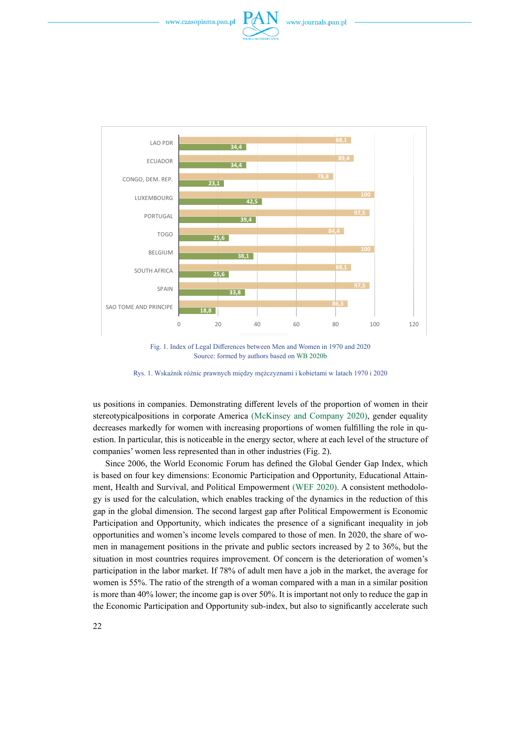| Country | 1970 | 2020 |
|---|---|---|
| LAO PDR | 34,4 | 88,1 |
| ECUADOR | 34,4 | 89,4 |
| CONGO, DEM. REP. | 23,1 | 78,8 |
| LUXEMBOURG | 42,5 | 100 |
| PORTUGAL | 39,4 | 97,5 |
| TOGO | 25,6 | 84,4 |
| BELGIUM | 38,1 | 100 |
| SOUTH AFRICA | 25,6 | 88,1 |
| SPAIN | 33,8 | 97,5 |
| SAO TOME AND PRINCIPE | 18,8 | 86,3 |

Fig. 1. Index of Legal Differences between Men and Women in 1970 and 2020
Source: formed by authors based on WB 2020b

Rys. 1. Wskaźnik różnic prawnych między mężczyznami i kobietami w latach 1970 i 2020

us positions in companies. Demonstrating different levels of the proportion of women in their stereotypicalpositions in corporate America (McKinsey and Company 2020), gender equality decreases markedly for women with increasing proportions of women fulfilling the role in question. In particular, this is noticeable in the energy sector, where at each level of the structure of companies' women less represented than in other industries (Fig. 2).

Since 2006, the World Economic Forum has defined the Global Gender Gap Index, which is based on four key dimensions: Economic Participation and Opportunity, Educational Attainment, Health and Survival, and Political Empowerment (WEF 2020). A consistent methodology is used for the calculation, which enables tracking of the dynamics in the reduction of this gap in the global dimension. The second largest gap after Political Empowerment is Economic Participation and Opportunity, which indicates the presence of a significant inequality in job opportunities and women's income levels compared to those of men. In 2020, the share of women in management positions in the private and public sectors increased by 2 to 36%, but the situation in most countries requires improvement. Of concern is the deterioration of women's participation in the labor market. If 78% of adult men have a job in the market, the average for women is 55%. The ratio of the strength of a woman compared with a man in a similar position is more than 40% lower; the income gap is over 50%. It is important not only to reduce the gap in the Economic Participation and Opportunity sub-index, but also to significantly accelerate such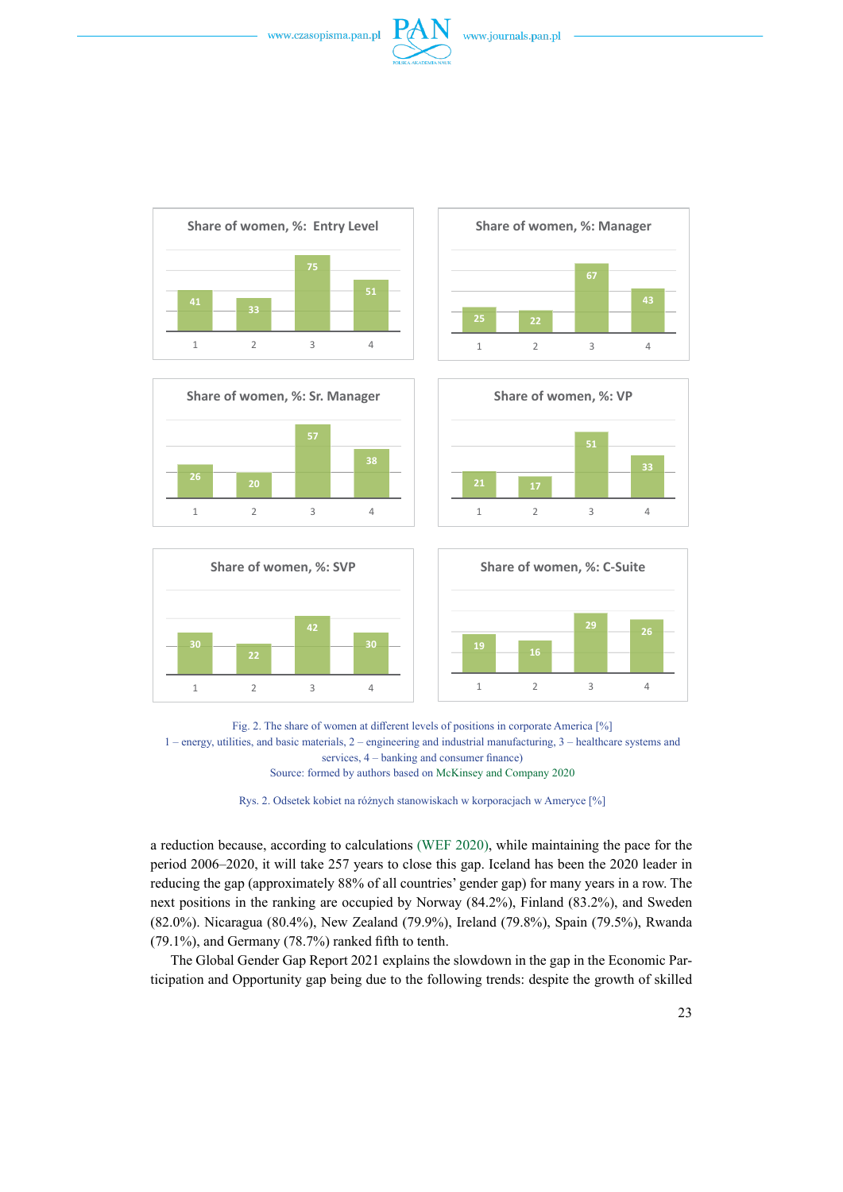Fig. 2. The share of women at different levels of positions in corporate America [%]
1 – energy, utilities, and basic materials, 2 – engineering and industrial manufacturing, 3 – healthcare systems and services, 4 – banking and consumer finance)
Source: formed by authors based on McKinsey and Company 2020

Rys. 2. Odsetek kobiet na różnych stanowiskach w korporacjach w Ameryce [%]

a reduction because, according to calculations (WEF 2020), while maintaining the pace for the period 2006–2020, it will take 257 years to close this gap. Iceland has been the 2020 leader in reducing the gap (approximately 88% of all countries' gender gap) for many years in a row. The next positions in the ranking are occupied by Norway (84.2%), Finland (83.2%), and Sweden (82.0%). Nicaragua (80.4%), New Zealand (79.9%), Ireland (79.8%), Spain (79.5%), Rwanda (79.1%), and Germany (78.7%) ranked fifth to tenth.

The Global Gender Gap Report 2021 explains the slowdown in the gap in the Economic Participation and Opportunity gap being due to the following trends: despite the growth of skilled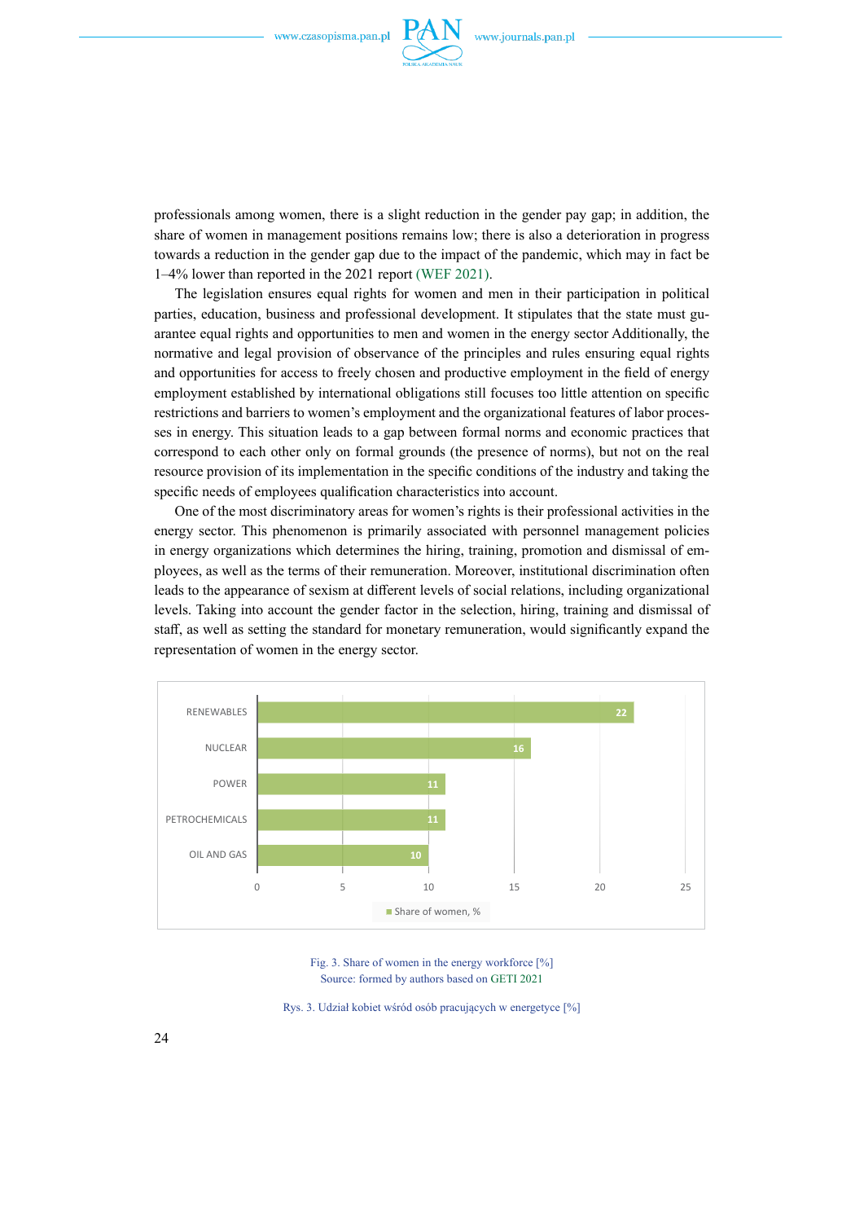professionals among women, there is a slight reduction in the gender pay gap; in addition, the share of women in management positions remains low; there is also a deterioration in progress towards a reduction in the gender gap due to the impact of the pandemic, which may in fact be 1–4% lower than reported in the 2021 report (WEF 2021).

The legislation ensures equal rights for women and men in their participation in political parties, education, business and professional development. It stipulates that the state must guarantee equal rights and opportunities to men and women in the energy sector Additionally, the normative and legal provision of observance of the principles and rules ensuring equal rights and opportunities for access to freely chosen and productive employment in the field of energy employment established by international obligations still focuses too little attention on specific restrictions and barriers to women's employment and the organizational features of labor processes in energy. This situation leads to a gap between formal norms and economic practices that correspond to each other only on formal grounds (the presence of norms), but not on the real resource provision of its implementation in the specific conditions of the industry and taking the specific needs of employees qualification characteristics into account.

One of the most discriminatory areas for women's rights is their professional activities in the energy sector. This phenomenon is primarily associated with personnel management policies in energy organizations which determines the hiring, training, promotion and dismissal of employees, as well as the terms of their remuneration. Moreover, institutional discrimination often leads to the appearance of sexism at different levels of social relations, including organizational levels. Taking into account the gender factor in the selection, hiring, training and dismissal of staff, as well as setting the standard for monetary remuneration, would significantly expand the representation of women in the energy sector.

| Sector | Share of women, % |
|---|---|
| RENEWABLES | 22 |
| NUCLEAR | 16 |
| POWER | 11 |
| PETROCHEMICALS | 11 |
| OIL AND GAS | 10 |

Fig. 3. Share of women in the energy workforce [%]
Source: formed by authors based on GETI 2021

Rys. 3. Udział kobiet wśród osób pracujących w energetyce [%]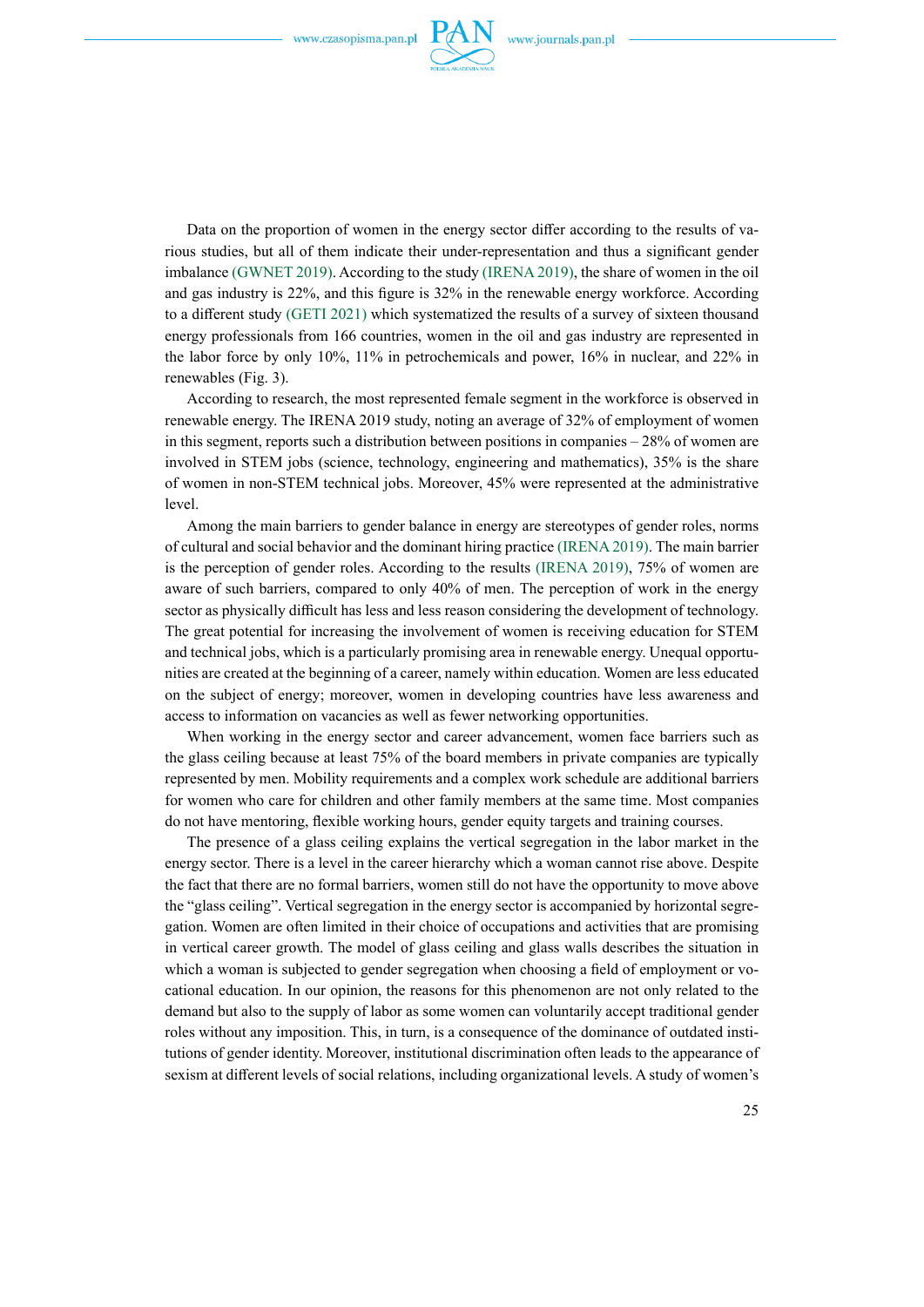Data on the proportion of women in the energy sector differ according to the results of various studies, but all of them indicate their under-representation and thus a significant gender imbalance (GWNET 2019). According to the study (IRENA 2019), the share of women in the oil and gas industry is 22%, and this figure is 32% in the renewable energy workforce. According to a different study (GETI 2021) which systematized the results of a survey of sixteen thousand energy professionals from 166 countries, women in the oil and gas industry are represented in the labor force by only 10%, 11% in petrochemicals and power, 16% in nuclear, and 22% in renewables (Fig. 3).

According to research, the most represented female segment in the workforce is observed in renewable energy. The IRENA 2019 study, noting an average of 32% of employment of women in this segment, reports such a distribution between positions in companies – 28% of women are involved in STEM jobs (science, technology, engineering and mathematics), 35% is the share of women in non-STEM technical jobs. Moreover, 45% were represented at the administrative level.

Among the main barriers to gender balance in energy are stereotypes of gender roles, norms of cultural and social behavior and the dominant hiring practice (IRENA 2019). The main barrier is the perception of gender roles. According to the results (IRENA 2019), 75% of women are aware of such barriers, compared to only 40% of men. The perception of work in the energy sector as physically difficult has less and less reason considering the development of technology. The great potential for increasing the involvement of women is receiving education for STEM and technical jobs, which is a particularly promising area in renewable energy. Unequal opportunities are created at the beginning of a career, namely within education. Women are less educated on the subject of energy; moreover, women in developing countries have less awareness and access to information on vacancies as well as fewer networking opportunities.

When working in the energy sector and career advancement, women face barriers such as the glass ceiling because at least 75% of the board members in private companies are typically represented by men. Mobility requirements and a complex work schedule are additional barriers for women who care for children and other family members at the same time. Most companies do not have mentoring, flexible working hours, gender equity targets and training courses.

The presence of a glass ceiling explains the vertical segregation in the labor market in the energy sector. There is a level in the career hierarchy which a woman cannot rise above. Despite the fact that there are no formal barriers, women still do not have the opportunity to move above the "glass ceiling". Vertical segregation in the energy sector is accompanied by horizontal segregation. Women are often limited in their choice of occupations and activities that are promising in vertical career growth. The model of glass ceiling and glass walls describes the situation in which a woman is subjected to gender segregation when choosing a field of employment or vocational education. In our opinion, the reasons for this phenomenon are not only related to the demand but also to the supply of labor as some women can voluntarily accept traditional gender roles without any imposition. This, in turn, is a consequence of the dominance of outdated institutions of gender identity. Moreover, institutional discrimination often leads to the appearance of sexism at different levels of social relations, including organizational levels. A study of women's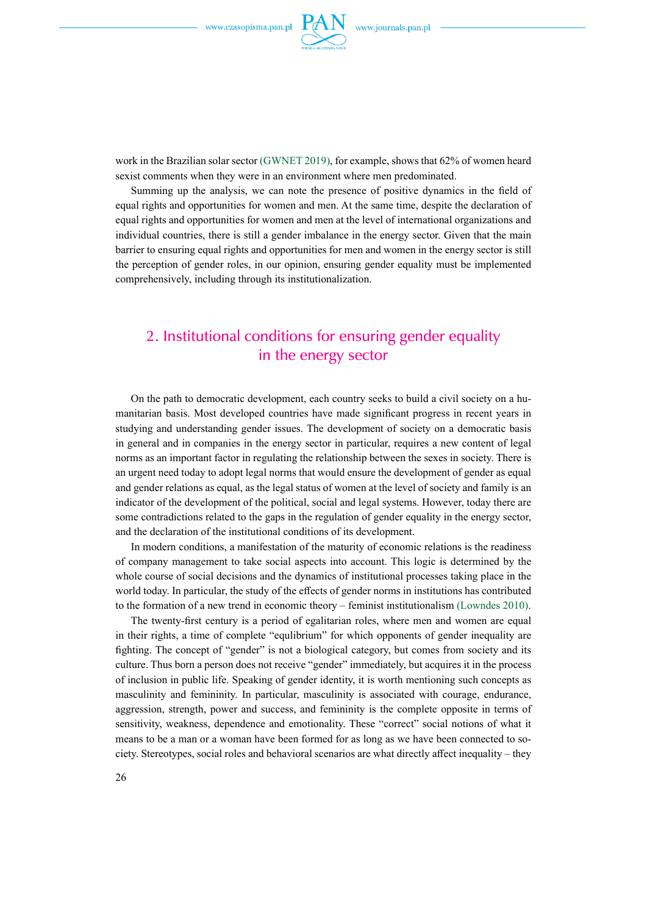work in the Brazilian solar sector (GWNET 2019), for example, shows that 62% of women heard sexist comments when they were in an environment where men predominated.

Summing up the analysis, we can note the presence of positive dynamics in the field of equal rights and opportunities for women and men. At the same time, despite the declaration of equal rights and opportunities for women and men at the level of international organizations and individual countries, there is still a gender imbalance in the energy sector. Given that the main barrier to ensuring equal rights and opportunities for men and women in the energy sector is still the perception of gender roles, in our opinion, ensuring gender equality must be implemented comprehensively, including through its institutionalization.

## 2. Institutional conditions for ensuring gender equality in the energy sector

On the path to democratic development, each country seeks to build a civil society on a humanitarian basis. Most developed countries have made significant progress in recent years in studying and understanding gender issues. The development of society on a democratic basis in general and in companies in the energy sector in particular, requires a new content of legal norms as an important factor in regulating the relationship between the sexes in society. There is an urgent need today to adopt legal norms that would ensure the development of gender as equal and gender relations as equal, as the legal status of women at the level of society and family is an indicator of the development of the political, social and legal systems. However, today there are some contradictions related to the gaps in the regulation of gender equality in the energy sector, and the declaration of the institutional conditions of its development.

In modern conditions, a manifestation of the maturity of economic relations is the readiness of company management to take social aspects into account. This logic is determined by the whole course of social decisions and the dynamics of institutional processes taking place in the world today. In particular, the study of the effects of gender norms in institutions has contributed to the formation of a new trend in economic theory – feminist institutionalism (Lowndes 2010).

The twenty-first century is a period of egalitarian roles, where men and women are equal in their rights, a time of complete "equlibrium" for which opponents of gender inequality are fighting. The concept of "gender" is not a biological category, but comes from society and its culture. Thus born a person does not receive "gender" immediately, but acquires it in the process of inclusion in public life. Speaking of gender identity, it is worth mentioning such concepts as masculinity and femininity. In particular, masculinity is associated with courage, endurance, aggression, strength, power and success, and femininity is the complete opposite in terms of sensitivity, weakness, dependence and emotionality. These "correct" social notions of what it means to be a man or a woman have been formed for as long as we have been connected to society. Stereotypes, social roles and behavioral scenarios are what directly affect inequality – they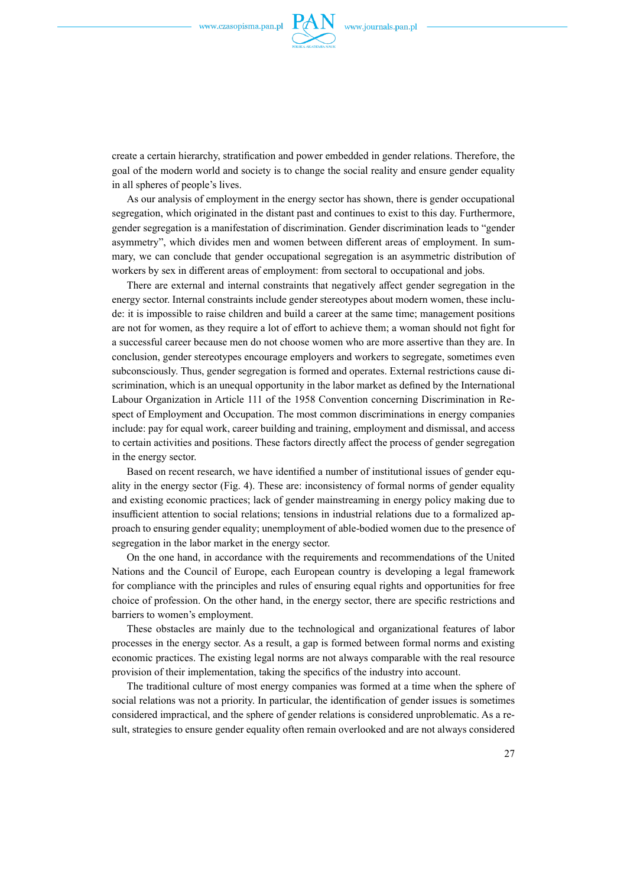create a certain hierarchy, stratification and power embedded in gender relations. Therefore, the goal of the modern world and society is to change the social reality and ensure gender equality in all spheres of people's lives.

As our analysis of employment in the energy sector has shown, there is gender occupational segregation, which originated in the distant past and continues to exist to this day. Furthermore, gender segregation is a manifestation of discrimination. Gender discrimination leads to "gender asymmetry", which divides men and women between different areas of employment. In summary, we can conclude that gender occupational segregation is an asymmetric distribution of workers by sex in different areas of employment: from sectoral to occupational and jobs.

There are external and internal constraints that negatively affect gender segregation in the energy sector. Internal constraints include gender stereotypes about modern women, these include: it is impossible to raise children and build a career at the same time; management positions are not for women, as they require a lot of effort to achieve them; a woman should not fight for a successful career because men do not choose women who are more assertive than they are. In conclusion, gender stereotypes encourage employers and workers to segregate, sometimes even subconsciously. Thus, gender segregation is formed and operates. External restrictions cause discrimination, which is an unequal opportunity in the labor market as defined by the International Labour Organization in Article 111 of the 1958 Convention concerning Discrimination in Respect of Employment and Occupation. The most common discriminations in energy companies include: pay for equal work, career building and training, employment and dismissal, and access to certain activities and positions. These factors directly affect the process of gender segregation in the energy sector.

Based on recent research, we have identified a number of institutional issues of gender equality in the energy sector (Fig. 4). These are: inconsistency of formal norms of gender equality and existing economic practices; lack of gender mainstreaming in energy policy making due to insufficient attention to social relations; tensions in industrial relations due to a formalized approach to ensuring gender equality; unemployment of able-bodied women due to the presence of segregation in the labor market in the energy sector.

On the one hand, in accordance with the requirements and recommendations of the United Nations and the Council of Europe, each European country is developing a legal framework for compliance with the principles and rules of ensuring equal rights and opportunities for free choice of profession. On the other hand, in the energy sector, there are specific restrictions and barriers to women's employment.

These obstacles are mainly due to the technological and organizational features of labor processes in the energy sector. As a result, a gap is formed between formal norms and existing economic practices. The existing legal norms are not always comparable with the real resource provision of their implementation, taking the specifics of the industry into account.

The traditional culture of most energy companies was formed at a time when the sphere of social relations was not a priority. In particular, the identification of gender issues is sometimes considered impractical, and the sphere of gender relations is considered unproblematic. As a result, strategies to ensure gender equality often remain overlooked and are not always considered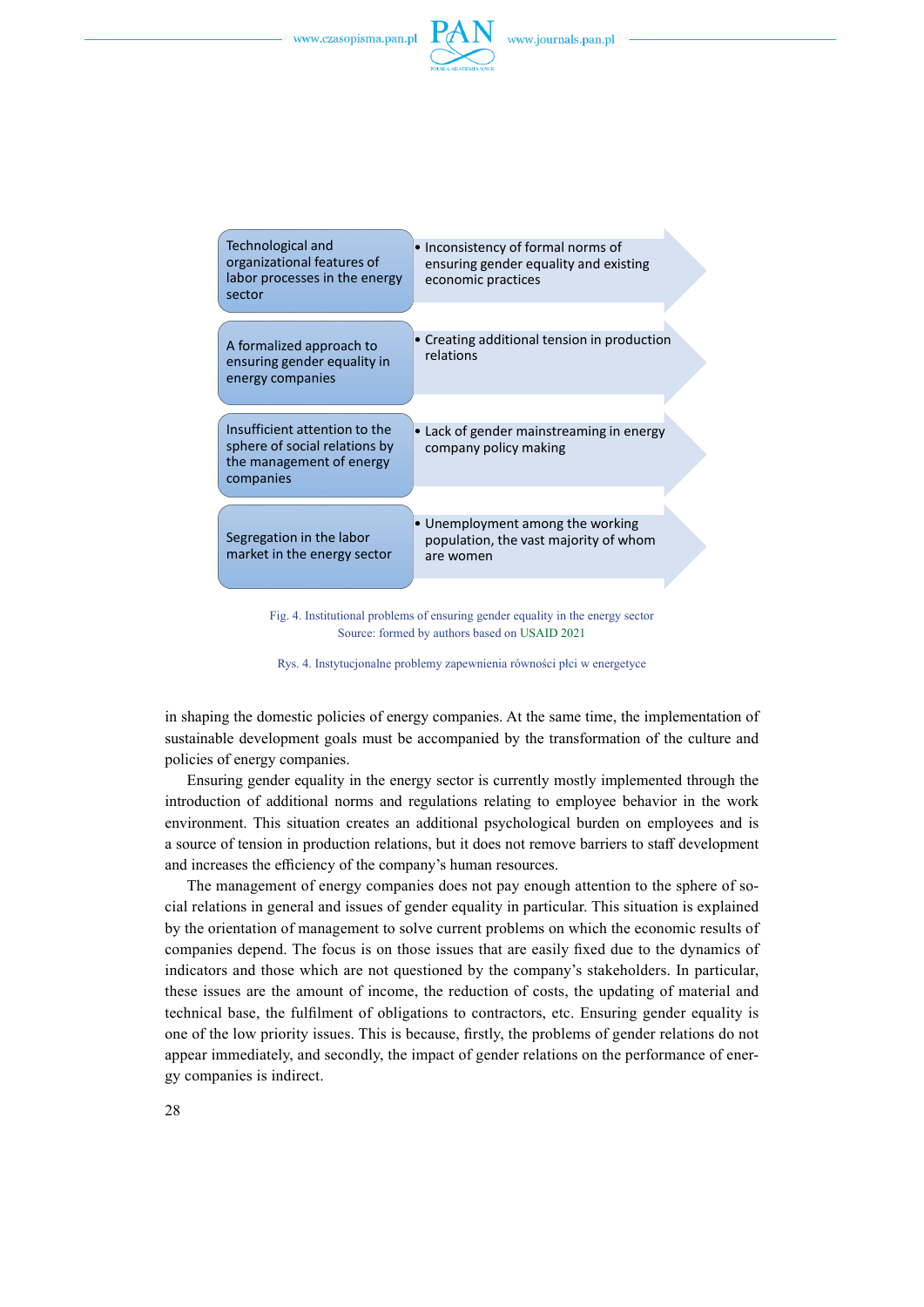| | |
|---|---|
| Technological and organizational features of labor processes in the energy sector | • Inconsistency of formal norms of ensuring gender equality and existing economic practices |
| A formalized approach to ensuring gender equality in energy companies | • Creating additional tension in production relations |
| Insufficient attention to the sphere of social relations by the management of energy companies | • Lack of gender mainstreaming in energy company policy making |
| Segregation in the labor market in the energy sector | • Unemployment among the working population, the vast majority of whom are women |

Fig. 4. Institutional problems of ensuring gender equality in the energy sector
Source: formed by authors based on USAID 2021

Rys. 4. Instytucjonalne problemy zapewnienia równości płci w energetyce

in shaping the domestic policies of energy companies. At the same time, the implementation of sustainable development goals must be accompanied by the transformation of the culture and policies of energy companies.

Ensuring gender equality in the energy sector is currently mostly implemented through the introduction of additional norms and regulations relating to employee behavior in the work environment. This situation creates an additional psychological burden on employees and is a source of tension in production relations, but it does not remove barriers to staff development and increases the efficiency of the company's human resources.

The management of energy companies does not pay enough attention to the sphere of social relations in general and issues of gender equality in particular. This situation is explained by the orientation of management to solve current problems on which the economic results of companies depend. The focus is on those issues that are easily fixed due to the dynamics of indicators and those which are not questioned by the company's stakeholders. In particular, these issues are the amount of income, the reduction of costs, the updating of material and technical base, the fulfilment of obligations to contractors, etc. Ensuring gender equality is one of the low priority issues. This is because, firstly, the problems of gender relations do not appear immediately, and secondly, the impact of gender relations on the performance of energy companies is indirect.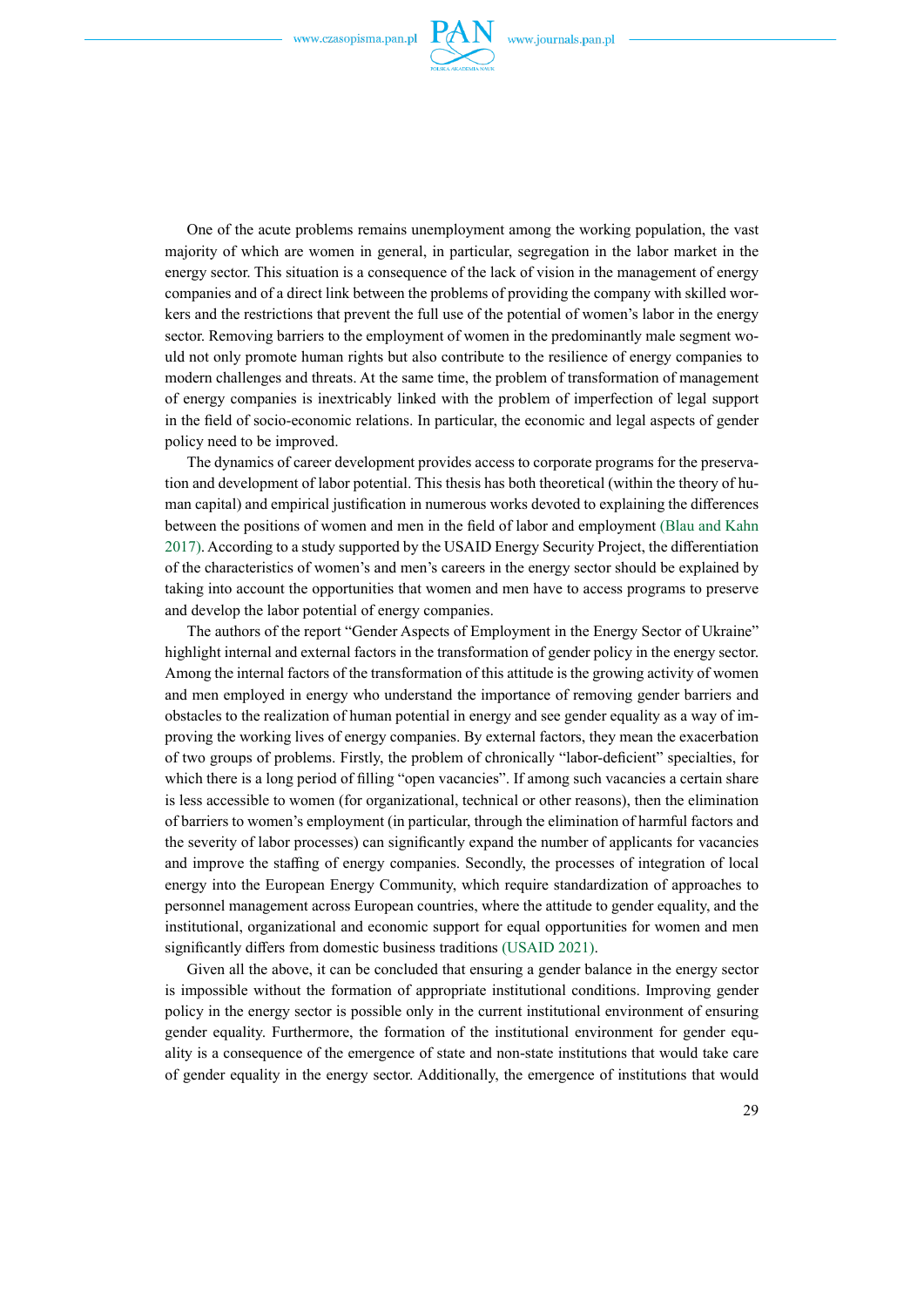One of the acute problems remains unemployment among the working population, the vast majority of which are women in general, in particular, segregation in the labor market in the energy sector. This situation is a consequence of the lack of vision in the management of energy companies and of a direct link between the problems of providing the company with skilled workers and the restrictions that prevent the full use of the potential of women's labor in the energy sector. Removing barriers to the employment of women in the predominantly male segment would not only promote human rights but also contribute to the resilience of energy companies to modern challenges and threats. At the same time, the problem of transformation of management of energy companies is inextricably linked with the problem of imperfection of legal support in the field of socio-economic relations. In particular, the economic and legal aspects of gender policy need to be improved.

The dynamics of career development provides access to corporate programs for the preservation and development of labor potential. This thesis has both theoretical (within the theory of human capital) and empirical justification in numerous works devoted to explaining the differences between the positions of women and men in the field of labor and employment (Blau and Kahn 2017). According to a study supported by the USAID Energy Security Project, the differentiation of the characteristics of women's and men's careers in the energy sector should be explained by taking into account the opportunities that women and men have to access programs to preserve and develop the labor potential of energy companies.

The authors of the report "Gender Aspects of Employment in the Energy Sector of Ukraine" highlight internal and external factors in the transformation of gender policy in the energy sector. Among the internal factors of the transformation of this attitude is the growing activity of women and men employed in energy who understand the importance of removing gender barriers and obstacles to the realization of human potential in energy and see gender equality as a way of improving the working lives of energy companies. By external factors, they mean the exacerbation of two groups of problems. Firstly, the problem of chronically "labor-deficient" specialties, for which there is a long period of filling "open vacancies". If among such vacancies a certain share is less accessible to women (for organizational, technical or other reasons), then the elimination of barriers to women's employment (in particular, through the elimination of harmful factors and the severity of labor processes) can significantly expand the number of applicants for vacancies and improve the staffing of energy companies. Secondly, the processes of integration of local energy into the European Energy Community, which require standardization of approaches to personnel management across European countries, where the attitude to gender equality, and the institutional, organizational and economic support for equal opportunities for women and men significantly differs from domestic business traditions (USAID 2021).

Given all the above, it can be concluded that ensuring a gender balance in the energy sector is impossible without the formation of appropriate institutional conditions. Improving gender policy in the energy sector is possible only in the current institutional environment of ensuring gender equality. Furthermore, the formation of the institutional environment for gender equality is a consequence of the emergence of state and non-state institutions that would take care of gender equality in the energy sector. Additionally, the emergence of institutions that would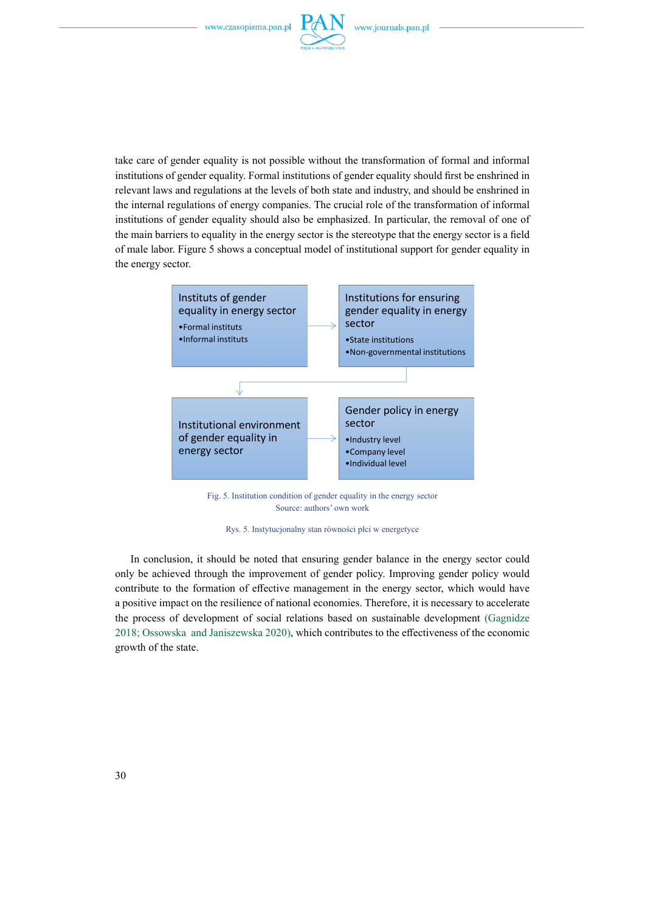take care of gender equality is not possible without the transformation of formal and informal institutions of gender equality. Formal institutions of gender equality should first be enshrined in relevant laws and regulations at the levels of both state and industry, and should be enshrined in the internal regulations of energy companies. The crucial role of the transformation of informal institutions of gender equality should also be emphasized. In particular, the removal of one of the main barriers to equality in the energy sector is the stereotype that the energy sector is a field of male labor. Figure 5 shows a conceptual model of institutional support for gender equality in the energy sector.

Institutes of gender equality in energy sector
- Formal instituts
- Informal institutes

Institutions for ensuring gender equality in energy sector
- State institutions
- Non-governmental institutions

Institutional environment of gender equality in energy sector

Gender policy in energy sector
- Industry level
- Company level
- Individual level

Fig. 5. Institution condition of gender equality in the energy sector
Source: authors' own work

Rys. 5. Instytucjonalny stan równości płci w energetyce

In conclusion, it should be noted that ensuring gender balance in the energy sector could only be achieved through the improvement of gender policy. Improving gender policy would contribute to the formation of effective management in the energy sector, which would have a positive impact on the resilience of national economies. Therefore, it is necessary to accelerate the process of development of social relations based on sustainable development (Gagnidze 2018; Ossowska and Janiszewska 2020), which contributes to the effectiveness of the economic growth of the state.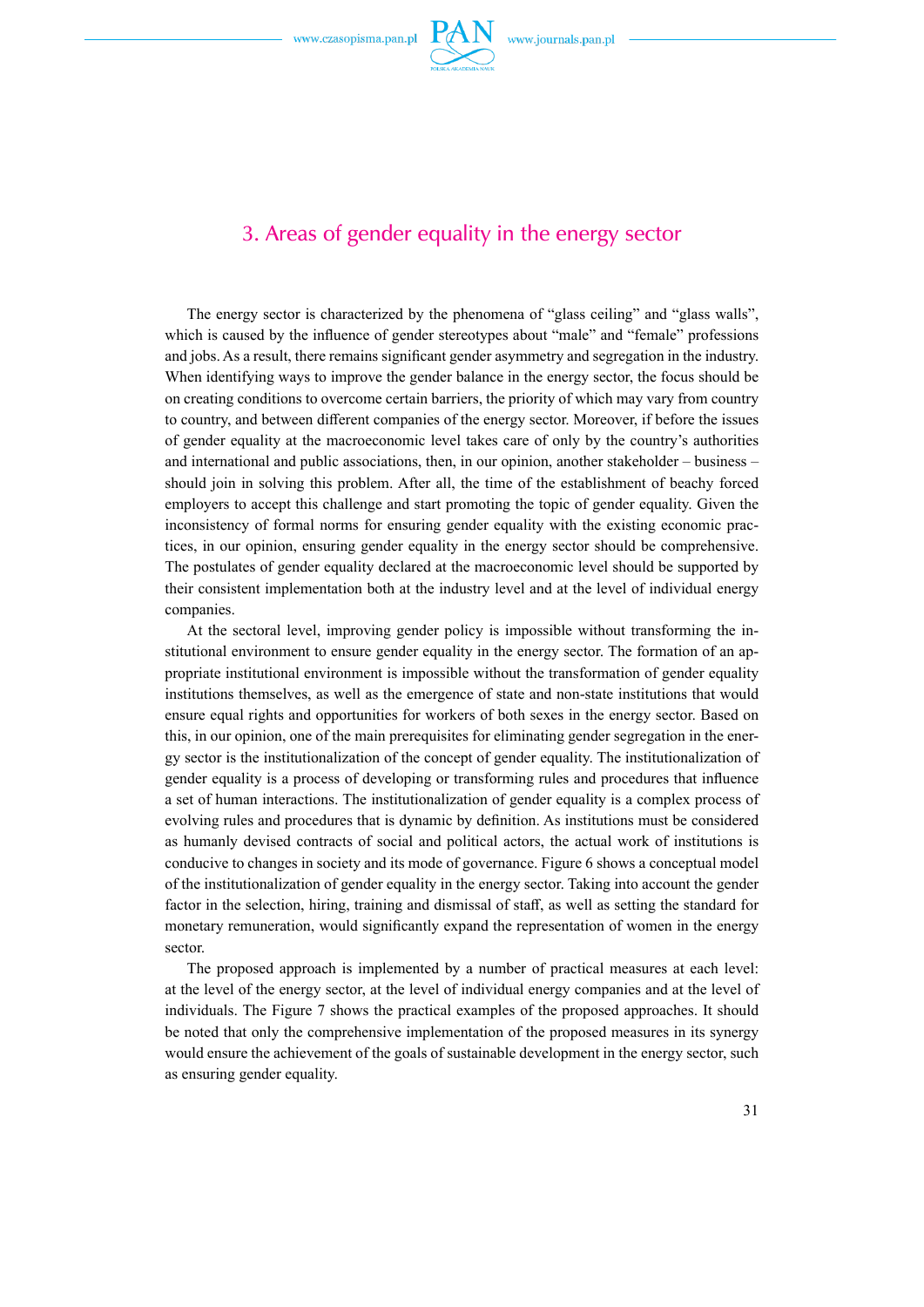## 3. Areas of gender equality in the energy sector

The energy sector is characterized by the phenomena of "glass ceiling" and "glass walls", which is caused by the influence of gender stereotypes about "male" and "female" professions and jobs. As a result, there remains significant gender asymmetry and segregation in the industry. When identifying ways to improve the gender balance in the energy sector, the focus should be on creating conditions to overcome certain barriers, the priority of which may vary from country to country, and between different companies of the energy sector. Moreover, if before the issues of gender equality at the macroeconomic level takes care of only by the country's authorities and international and public associations, then, in our opinion, another stakeholder – business – should join in solving this problem. After all, the time of the establishment of beachy forced employers to accept this challenge and start promoting the topic of gender equality. Given the inconsistency of formal norms for ensuring gender equality with the existing economic practices, in our opinion, ensuring gender equality in the energy sector should be comprehensive. The postulates of gender equality declared at the macroeconomic level should be supported by their consistent implementation both at the industry level and at the level of individual energy companies.

At the sectoral level, improving gender policy is impossible without transforming the institutional environment to ensure gender equality in the energy sector. The formation of an appropriate institutional environment is impossible without the transformation of gender equality institutions themselves, as well as the emergence of state and non-state institutions that would ensure equal rights and opportunities for workers of both sexes in the energy sector. Based on this, in our opinion, one of the main prerequisites for eliminating gender segregation in the energy sector is the institutionalization of the concept of gender equality. The institutionalization of gender equality is a process of developing or transforming rules and procedures that influence a set of human interactions. The institutionalization of gender equality is a complex process of evolving rules and procedures that is dynamic by definition. As institutions must be considered as humanly devised contracts of social and political actors, the actual work of institutions is conducive to changes in society and its mode of governance. Figure 6 shows a conceptual model of the institutionalization of gender equality in the energy sector. Taking into account the gender factor in the selection, hiring, training and dismissal of staff, as well as setting the standard for monetary remuneration, would significantly expand the representation of women in the energy sector.

The proposed approach is implemented by a number of practical measures at each level: at the level of the energy sector, at the level of individual energy companies and at the level of individuals. The Figure 7 shows the practical examples of the proposed approaches. It should be noted that only the comprehensive implementation of the proposed measures in its synergy would ensure the achievement of the goals of sustainable development in the energy sector, such as ensuring gender equality.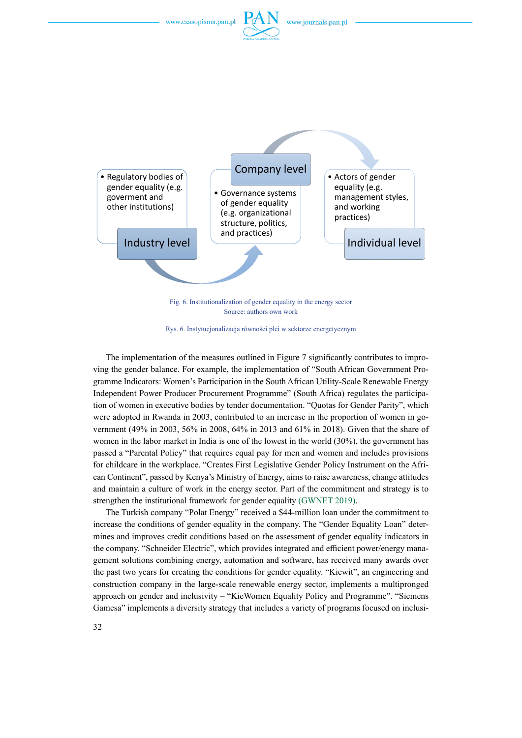Industry level

- Regulatory bodies of gender equality (e.g. goverment and other institutions)

Company level

- Governance systems of gender equality (e.g. organizational structure, politics, and practices)

Individual level

- Actors of gender equality (e.g. management styles, and working practices)

Fig. 6. Institutionalization of gender equality in the energy sector
Source: authors own work

Rys. 6. Instytucjonalizacja równości płci w sektorze energetycznym

The implementation of the measures outlined in Figure 7 significantly contributes to improving the gender balance. For example, the implementation of "South African Government Programme Indicators: Women's Participation in the South African Utility-Scale Renewable Energy Independent Power Producer Procurement Programme" (South Africa) regulates the participation of women in executive bodies by tender documentation. "Quotas for Gender Parity", which were adopted in Rwanda in 2003, contributed to an increase in the proportion of women in government (49% in 2003, 56% in 2008, 64% in 2013 and 61% in 2018). Given that the share of women in the labor market in India is one of the lowest in the world (30%), the government has passed a "Parental Policy" that requires equal pay for men and women and includes provisions for childcare in the workplace. "Creates First Legislative Gender Policy Instrument on the African Continent", passed by Kenya's Ministry of Energy, aims to raise awareness, change attitudes and maintain a culture of work in the energy sector. Part of the commitment and strategy is to strengthen the institutional framework for gender equality (GWNET 2019).

The Turkish company "Polat Energy" received a $44-million loan under the commitment to increase the conditions of gender equality in the company. The "Gender Equality Loan" determines and improves credit conditions based on the assessment of gender equality indicators in the company. "Schneider Electric", which provides integrated and efficient power/energy management solutions combining energy, automation and software, has received many awards over the past two years for creating the conditions for gender equality. "Kiewit", an engineering and construction company in the large-scale renewable energy sector, implements a multipronged approach on gender and inclusivity – "KieWomen Equality Policy and Programme". "Siemens Gamesa" implements a diversity strategy that includes a variety of programs focused on inclusi-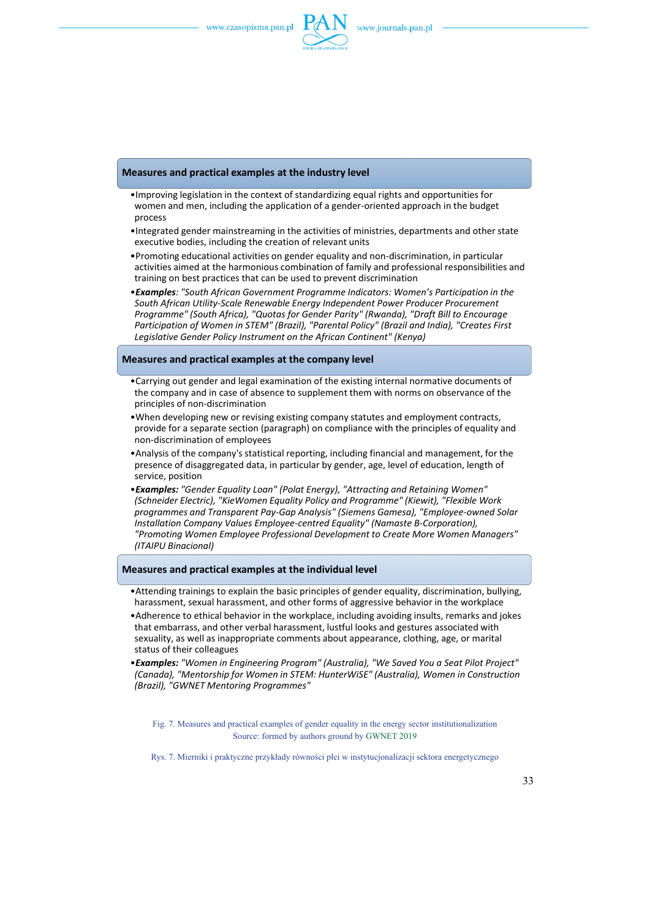**Measures and practical examples at the industry level**

- Improving legislation in the context of standardizing equal rights and opportunities for women and men, including the application of a gender-oriented approach in the budget process
- Integrated gender mainstreaming in the activities of ministries, departments and other state executive bodies, including the creation of relevant units
- Promoting educational activities on gender equality and non-discrimination, in particular activities aimed at the harmonious combination of family and professional responsibilities and training on best practices that can be used to prevent discrimination
- ***Examples***: *"South African Government Programme Indicators: Women's Participation in the South African Utility-Scale Renewable Energy Independent Power Producer Procurement Programme" (South Africa), "Quotas for Gender Parity" (Rwanda), "Draft Bill to Encourage Participation of Women in STEM" (Brazil), "Parental Policy" (Brazil and India), "Creates First Legislative Gender Policy Instrument on the African Continent" (Kenya)*

**Measures and practical examples at the company level**

- Carrying out gender and legal examination of the existing internal normative documents of the company and in case of absence to supplement them with norms on observance of the principles of non-discrimination
- When developing new or revising existing company statutes and employment contracts, provide for a separate section (paragraph) on compliance with the principles of equality and non-discrimination of employees
- Analysis of the company's statistical reporting, including financial and management, for the presence of disaggregated data, in particular by gender, age, level of education, length of service, position
- ***Examples:*** *"Gender Equality Loan" (Polat Energy), "Attracting and Retaining Women" (Schneider Electric), "KieWomen Equality Policy and Programme" (Kiewit), "Flexible Work programmes and Transparent Pay-Gap Analysis" (Siemens Gamesa), "Employee-owned Solar Installation Company Values Employee-centred Equality" (Namaste B-Corporation), "Promoting Women Employee Professional Development to Create More Women Managers" (ITAIPU Binacional)*

**Measures and practical examples at the individual level**

- Attending trainings to explain the basic principles of gender equality, discrimination, bullying, harassment, sexual harassment, and other forms of aggressive behavior in the workplace
- Adherence to ethical behavior in the workplace, including avoiding insults, remarks and jokes that embarrass, and other verbal harassment, lustful looks and gestures associated with sexuality, as well as inappropriate comments about appearance, clothing, age, or marital status of their colleagues
- ***Examples:*** *"Women in Engineering Program" (Australia), "We Saved You a Seat Pilot Project" (Canada), "Mentorship for Women in STEM: HunterWiSE" (Australia), Women in Construction (Brazil), "GWNET Mentoring Programmes"*

Fig. 7. Measures and practical examples of gender equality in the energy sector institutionalization
Source: formed by authors ground by GWNET 2019

Rys. 7. Mierniki i praktyczne przykłady równości płci w instytucjonalizacji sektora energetycznego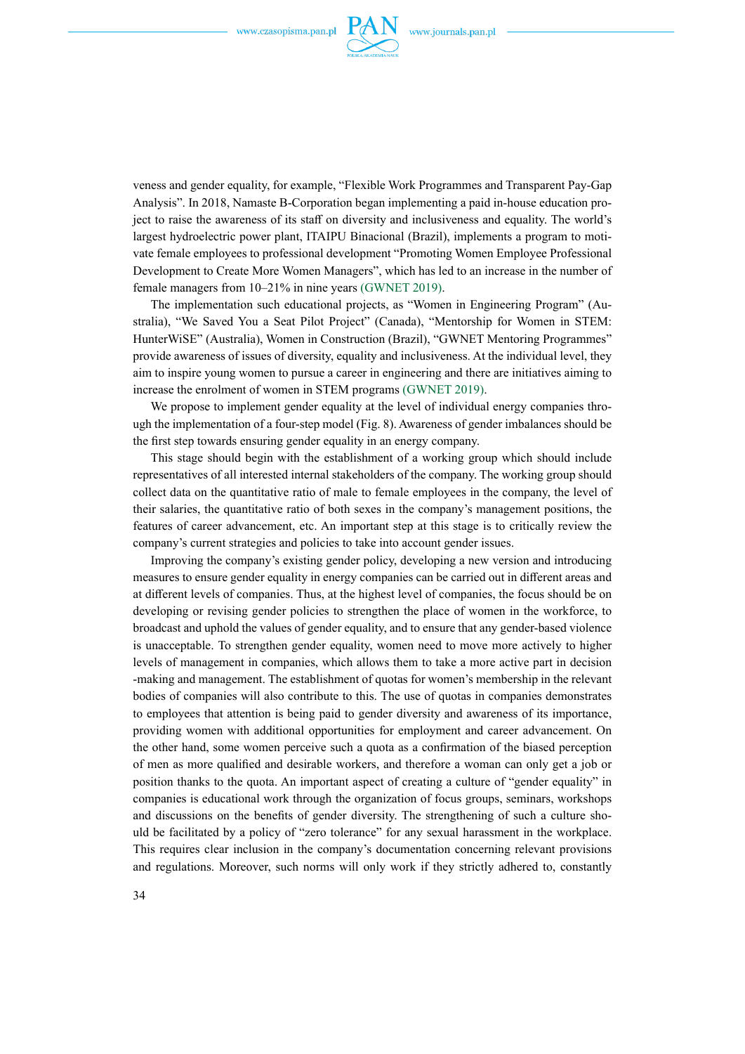veness and gender equality, for example, "Flexible Work Programmes and Transparent Pay-Gap Analysis". In 2018, Namaste B-Corporation began implementing a paid in-house education project to raise the awareness of its staff on diversity and inclusiveness and equality. The world's largest hydroelectric power plant, ITAIPU Binacional (Brazil), implements a program to motivate female employees to professional development "Promoting Women Employee Professional Development to Create More Women Managers", which has led to an increase in the number of female managers from 10–21% in nine years (GWNET 2019).

The implementation such educational projects, as "Women in Engineering Program" (Australia), "We Saved You a Seat Pilot Project" (Canada), "Mentorship for Women in STEM: HunterWiSE" (Australia), Women in Construction (Brazil), "GWNET Mentoring Programmes" provide awareness of issues of diversity, equality and inclusiveness. At the individual level, they aim to inspire young women to pursue a career in engineering and there are initiatives aiming to increase the enrolment of women in STEM programs (GWNET 2019).

We propose to implement gender equality at the level of individual energy companies through the implementation of a four-step model (Fig. 8). Awareness of gender imbalances should be the first step towards ensuring gender equality in an energy company.

This stage should begin with the establishment of a working group which should include representatives of all interested internal stakeholders of the company. The working group should collect data on the quantitative ratio of male to female employees in the company, the level of their salaries, the quantitative ratio of both sexes in the company's management positions, the features of career advancement, etc. An important step at this stage is to critically review the company's current strategies and policies to take into account gender issues.

Improving the company's existing gender policy, developing a new version and introducing measures to ensure gender equality in energy companies can be carried out in different areas and at different levels of companies. Thus, at the highest level of companies, the focus should be on developing or revising gender policies to strengthen the place of women in the workforce, to broadcast and uphold the values of gender equality, and to ensure that any gender-based violence is unacceptable. To strengthen gender equality, women need to move more actively to higher levels of management in companies, which allows them to take a more active part in decision -making and management. The establishment of quotas for women's membership in the relevant bodies of companies will also contribute to this. The use of quotas in companies demonstrates to employees that attention is being paid to gender diversity and awareness of its importance, providing women with additional opportunities for employment and career advancement. On the other hand, some women perceive such a quota as a confirmation of the biased perception of men as more qualified and desirable workers, and therefore a woman can only get a job or position thanks to the quota. An important aspect of creating a culture of "gender equality" in companies is educational work through the organization of focus groups, seminars, workshops and discussions on the benefits of gender diversity. The strengthening of such a culture should be facilitated by a policy of "zero tolerance" for any sexual harassment in the workplace. This requires clear inclusion in the company's documentation concerning relevant provisions and regulations. Moreover, such norms will only work if they strictly adhered to, constantly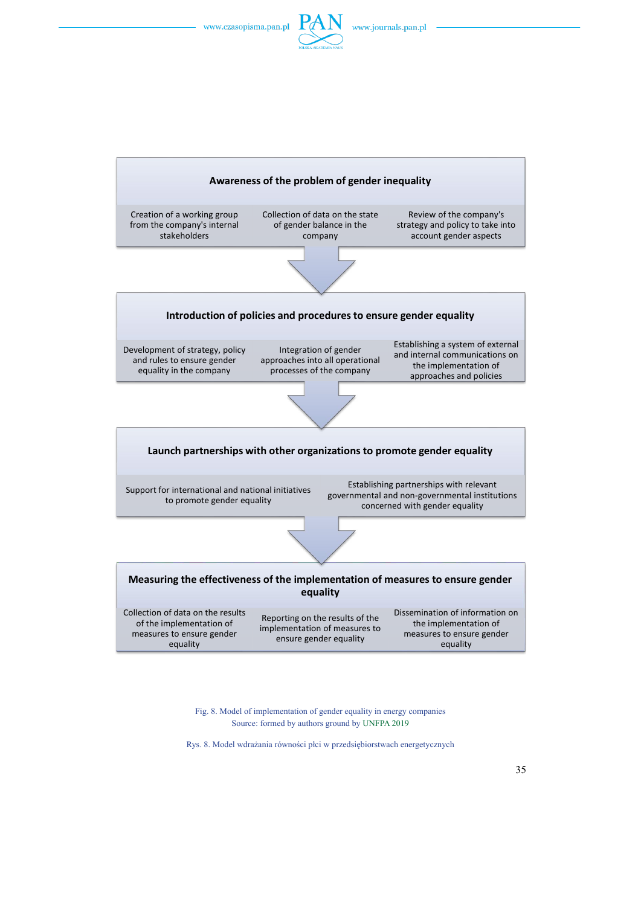**Awareness of the problem of gender inequality**

- Creation of a working group from the company's internal stakeholders
- Collection of data on the state of gender balance in the company
- Review of the company's strategy and policy to take into account gender aspects

↓

**Introduction of policies and procedures to ensure gender equality**

- Development of strategy, policy and rules to ensure gender equality in the company
- Integration of gender approaches into all operational processes of the company
- Establishing a system of external and internal communications on the implementation of approaches and policies

↓

**Launch partnerships with other organizations to promote gender equality**

- Support for international and national initiatives to promote gender equality
- Establishing partnerships with relevant governmental and non-governmental institutions concerned with gender equality

↓

**Measuring the effectiveness of the implementation of measures to ensure gender equality**

- Collection of data on the results of the implementation of measures to ensure gender equality
- Reporting on the results of the implementation of measures to ensure gender equality
- Dissemination of information on the implementation of measures to ensure gender equality

Fig. 8. Model of implementation of gender equality in energy companies
Source: formed by authors ground by UNFPA 2019

Rys. 8. Model wdrażania równości płci w przedsiębiorstwach energetycznych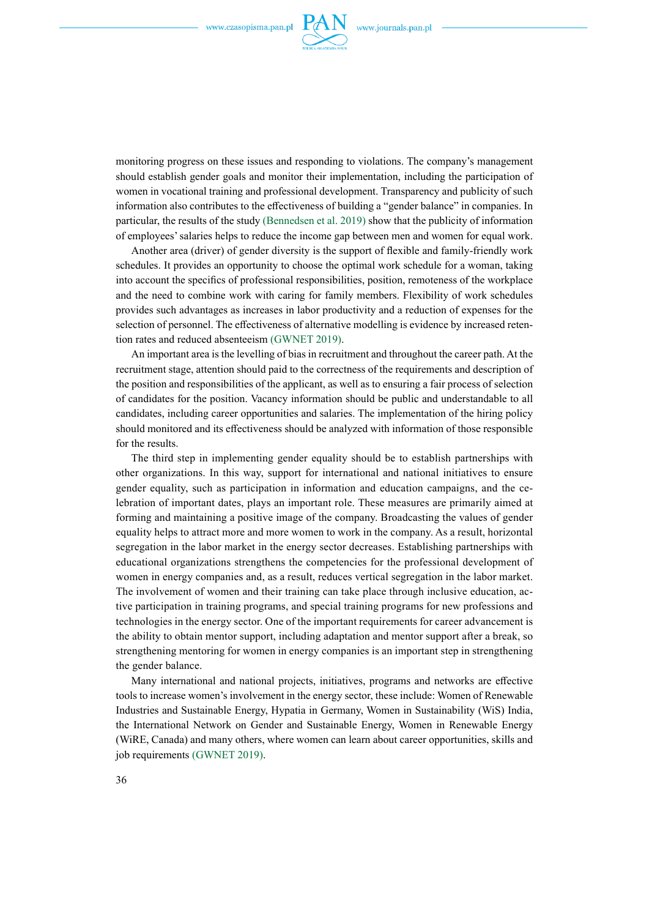monitoring progress on these issues and responding to violations. The company's management should establish gender goals and monitor their implementation, including the participation of women in vocational training and professional development. Transparency and publicity of such information also contributes to the effectiveness of building a "gender balance" in companies. In particular, the results of the study (Bennedsen et al. 2019) show that the publicity of information of employees' salaries helps to reduce the income gap between men and women for equal work.

Another area (driver) of gender diversity is the support of flexible and family-friendly work schedules. It provides an opportunity to choose the optimal work schedule for a woman, taking into account the specifics of professional responsibilities, position, remoteness of the workplace and the need to combine work with caring for family members. Flexibility of work schedules provides such advantages as increases in labor productivity and a reduction of expenses for the selection of personnel. The effectiveness of alternative modelling is evidence by increased retention rates and reduced absenteeism (GWNET 2019).

An important area is the levelling of bias in recruitment and throughout the career path. At the recruitment stage, attention should paid to the correctness of the requirements and description of the position and responsibilities of the applicant, as well as to ensuring a fair process of selection of candidates for the position. Vacancy information should be public and understandable to all candidates, including career opportunities and salaries. The implementation of the hiring policy should monitored and its effectiveness should be analyzed with information of those responsible for the results.

The third step in implementing gender equality should be to establish partnerships with other organizations. In this way, support for international and national initiatives to ensure gender equality, such as participation in information and education campaigns, and the celebration of important dates, plays an important role. These measures are primarily aimed at forming and maintaining a positive image of the company. Broadcasting the values of gender equality helps to attract more and more women to work in the company. As a result, horizontal segregation in the labor market in the energy sector decreases. Establishing partnerships with educational organizations strengthens the competencies for the professional development of women in energy companies and, as a result, reduces vertical segregation in the labor market. The involvement of women and their training can take place through inclusive education, active participation in training programs, and special training programs for new professions and technologies in the energy sector. One of the important requirements for career advancement is the ability to obtain mentor support, including adaptation and mentor support after a break, so strengthening mentoring for women in energy companies is an important step in strengthening the gender balance.

Many international and national projects, initiatives, programs and networks are effective tools to increase women's involvement in the energy sector, these include: Women of Renewable Industries and Sustainable Energy, Hypatia in Germany, Women in Sustainability (WiS) India, the International Network on Gender and Sustainable Energy, Women in Renewable Energy (WiRE, Canada) and many others, where women can learn about career opportunities, skills and job requirements (GWNET 2019).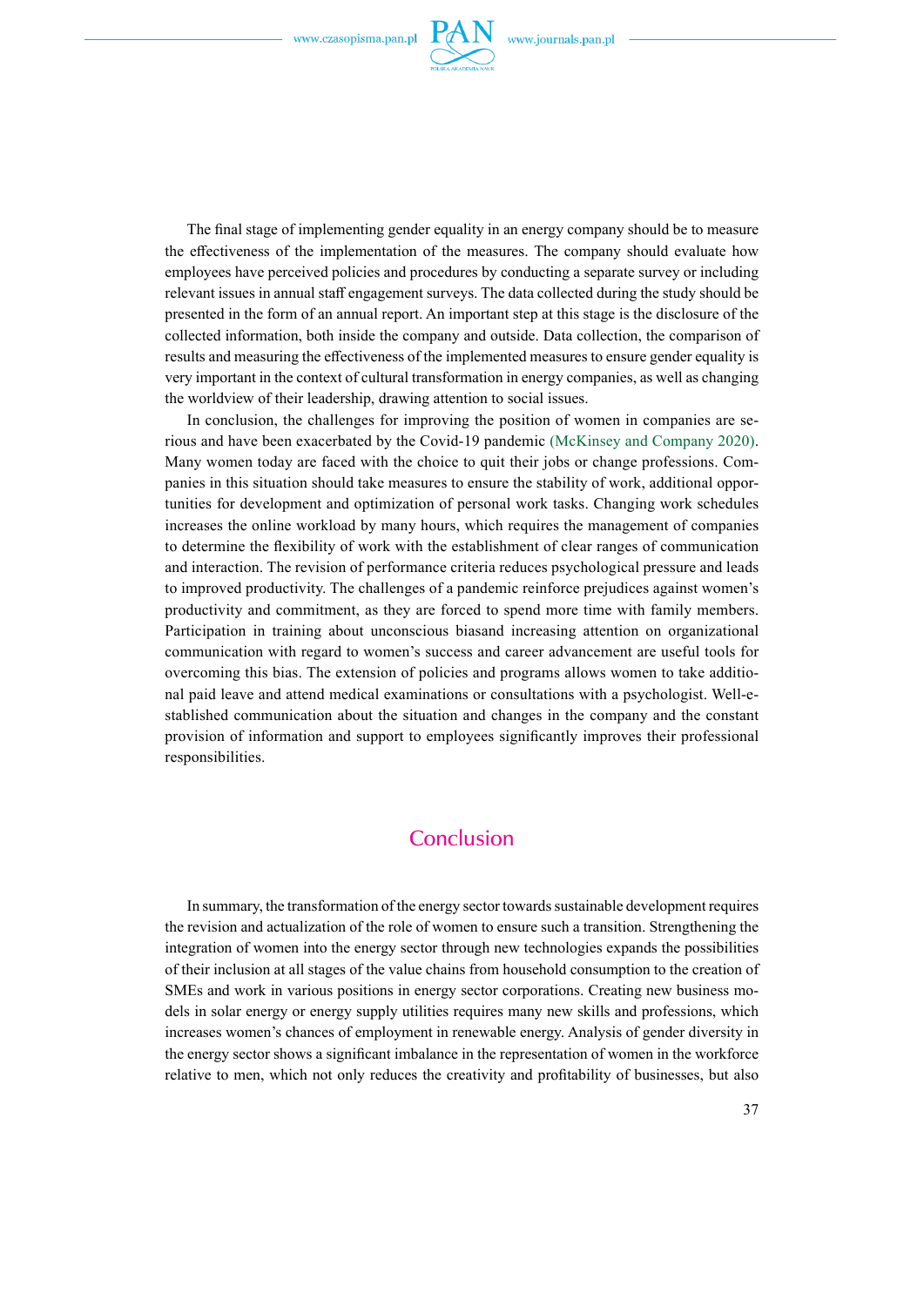The final stage of implementing gender equality in an energy company should be to measure the effectiveness of the implementation of the measures. The company should evaluate how employees have perceived policies and procedures by conducting a separate survey or including relevant issues in annual staff engagement surveys. The data collected during the study should be presented in the form of an annual report. An important step at this stage is the disclosure of the collected information, both inside the company and outside. Data collection, the comparison of results and measuring the effectiveness of the implemented measures to ensure gender equality is very important in the context of cultural transformation in energy companies, as well as changing the worldview of their leadership, drawing attention to social issues.

In conclusion, the challenges for improving the position of women in companies are serious and have been exacerbated by the Covid-19 pandemic (McKinsey and Company 2020). Many women today are faced with the choice to quit their jobs or change professions. Companies in this situation should take measures to ensure the stability of work, additional opportunities for development and optimization of personal work tasks. Changing work schedules increases the online workload by many hours, which requires the management of companies to determine the flexibility of work with the establishment of clear ranges of communication and interaction. The revision of performance criteria reduces psychological pressure and leads to improved productivity. The challenges of a pandemic reinforce prejudices against women's productivity and commitment, as they are forced to spend more time with family members. Participation in training about unconscious biasand increasing attention on organizational communication with regard to women's success and career advancement are useful tools for overcoming this bias. The extension of policies and programs allows women to take additional paid leave and attend medical examinations or consultations with a psychologist. Well-established communication about the situation and changes in the company and the constant provision of information and support to employees significantly improves their professional responsibilities.

## Conclusion

In summary, the transformation of the energy sector towards sustainable development requires the revision and actualization of the role of women to ensure such a transition. Strengthening the integration of women into the energy sector through new technologies expands the possibilities of their inclusion at all stages of the value chains from household consumption to the creation of SMEs and work in various positions in energy sector corporations. Creating new business models in solar energy or energy supply utilities requires many new skills and professions, which increases women's chances of employment in renewable energy. Analysis of gender diversity in the energy sector shows a significant imbalance in the representation of women in the workforce relative to men, which not only reduces the creativity and profitability of businesses, but also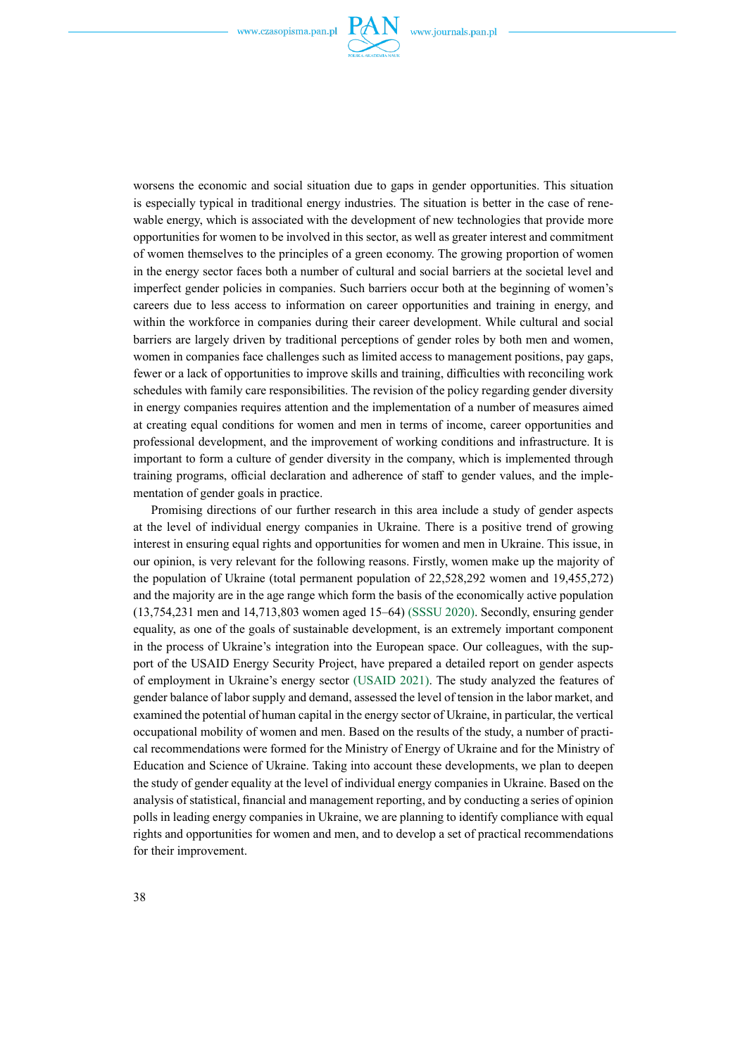worsens the economic and social situation due to gaps in gender opportunities. This situation is especially typical in traditional energy industries. The situation is better in the case of renewable energy, which is associated with the development of new technologies that provide more opportunities for women to be involved in this sector, as well as greater interest and commitment of women themselves to the principles of a green economy. The growing proportion of women in the energy sector faces both a number of cultural and social barriers at the societal level and imperfect gender policies in companies. Such barriers occur both at the beginning of women's careers due to less access to information on career opportunities and training in energy, and within the workforce in companies during their career development. While cultural and social barriers are largely driven by traditional perceptions of gender roles by both men and women, women in companies face challenges such as limited access to management positions, pay gaps, fewer or a lack of opportunities to improve skills and training, difficulties with reconciling work schedules with family care responsibilities. The revision of the policy regarding gender diversity in energy companies requires attention and the implementation of a number of measures aimed at creating equal conditions for women and men in terms of income, career opportunities and professional development, and the improvement of working conditions and infrastructure. It is important to form a culture of gender diversity in the company, which is implemented through training programs, official declaration and adherence of staff to gender values, and the implementation of gender goals in practice.

Promising directions of our further research in this area include a study of gender aspects at the level of individual energy companies in Ukraine. There is a positive trend of growing interest in ensuring equal rights and opportunities for women and men in Ukraine. This issue, in our opinion, is very relevant for the following reasons. Firstly, women make up the majority of the population of Ukraine (total permanent population of 22,528,292 women and 19,455,272) and the majority are in the age range which form the basis of the economically active population (13,754,231 men and 14,713,803 women aged 15–64) (SSSU 2020). Secondly, ensuring gender equality, as one of the goals of sustainable development, is an extremely important component in the process of Ukraine's integration into the European space. Our colleagues, with the support of the USAID Energy Security Project, have prepared a detailed report on gender aspects of employment in Ukraine's energy sector (USAID 2021). The study analyzed the features of gender balance of labor supply and demand, assessed the level of tension in the labor market, and examined the potential of human capital in the energy sector of Ukraine, in particular, the vertical occupational mobility of women and men. Based on the results of the study, a number of practical recommendations were formed for the Ministry of Energy of Ukraine and for the Ministry of Education and Science of Ukraine. Taking into account these developments, we plan to deepen the study of gender equality at the level of individual energy companies in Ukraine. Based on the analysis of statistical, financial and management reporting, and by conducting a series of opinion polls in leading energy companies in Ukraine, we are planning to identify compliance with equal rights and opportunities for women and men, and to develop a set of practical recommendations for their improvement.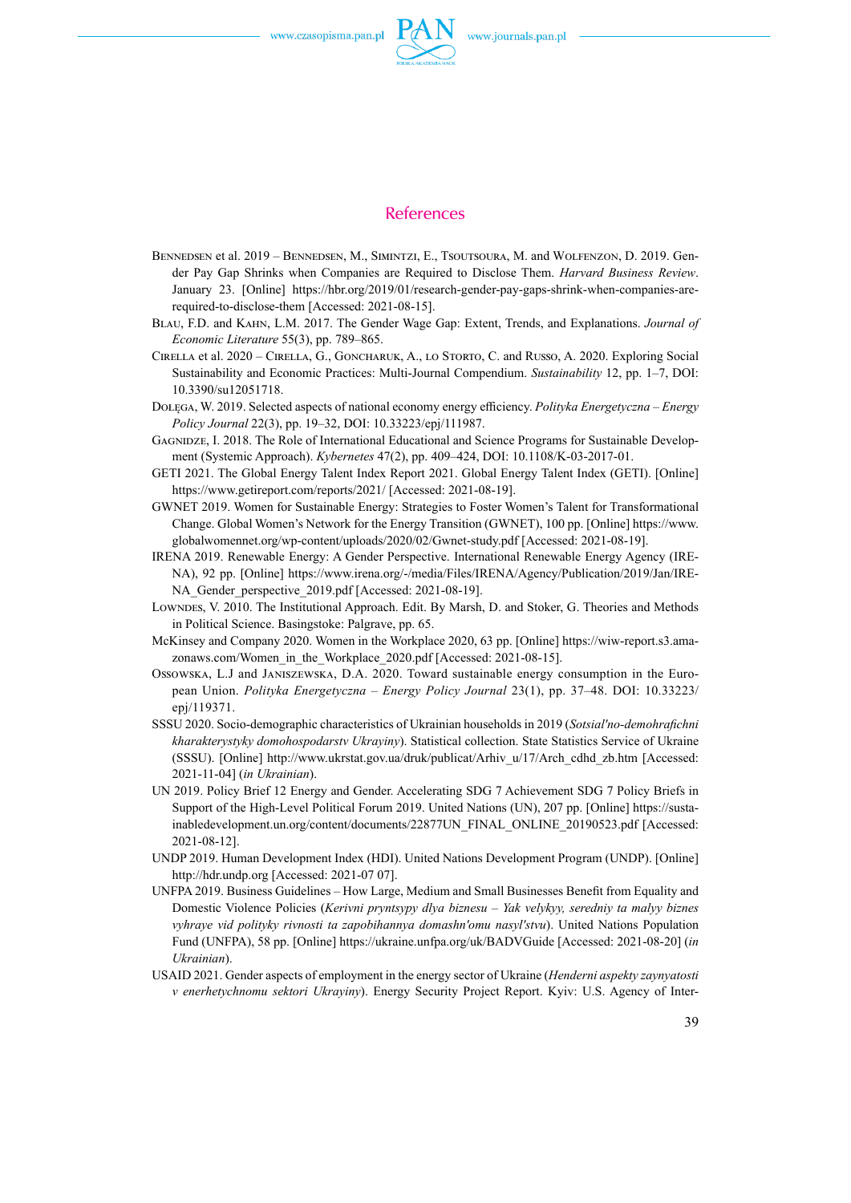## References

Bennedsen et al. 2019 – Bennedsen, M., Simintzi, E., Tsoutsoura, M. and Wolfenzon, D. 2019. Gender Pay Gap Shrinks when Companies are Required to Disclose Them. *Harvard Business Review*. January 23. [Online] https://hbr.org/2019/01/research-gender-pay-gaps-shrink-when-companies-are-required-to-disclose-them [Accessed: 2021-08-15].

Blau, F.D. and Kahn, L.M. 2017. The Gender Wage Gap: Extent, Trends, and Explanations. *Journal of Economic Literature* 55(3), pp. 789–865.

Cirella et al. 2020 – Cirella, G., Goncharuk, A., lo Storto, C. and Russo, A. 2020. Exploring Social Sustainability and Economic Practices: Multi-Journal Compendium. *Sustainability* 12, pp. 1–7, DOI: 10.3390/su12051718.

Dołęga, W. 2019. Selected aspects of national economy energy efficiency. *Polityka Energetyczna – Energy Policy Journal* 22(3), pp. 19–32, DOI: 10.33223/epj/111987.

Gagnidze, I. 2018. The Role of International Educational and Science Programs for Sustainable Development (Systemic Approach). *Kybernetes* 47(2), pp. 409–424, DOI: 10.1108/K-03-2017-01.

GETI 2021. The Global Energy Talent Index Report 2021. Global Energy Talent Index (GETI). [Online] https://www.getireport.com/reports/2021/ [Accessed: 2021-08-19].

GWNET 2019. Women for Sustainable Energy: Strategies to Foster Women's Talent for Transformational Change. Global Women's Network for the Energy Transition (GWNET), 100 pp. [Online] https://www.globalwomennet.org/wp-content/uploads/2020/02/Gwnet-study.pdf [Accessed: 2021-08-19].

IRENA 2019. Renewable Energy: A Gender Perspective. International Renewable Energy Agency (IRENA), 92 pp. [Online] https://www.irena.org/-/media/Files/IRENA/Agency/Publication/2019/Jan/IRENA_Gender_perspective_2019.pdf [Accessed: 2021-08-19].

Lowndes, V. 2010. The Institutional Approach. Edit. By Marsh, D. and Stoker, G. Theories and Methods in Political Science. Basingstoke: Palgrave, pp. 65.

McKinsey and Company 2020. Women in the Workplace 2020, 63 pp. [Online] https://wiw-report.s3.amazonaws.com/Women_in_the_Workplace_2020.pdf [Accessed: 2021-08-15].

Ossowska, L.J and Janiszewska, D.A. 2020. Toward sustainable energy consumption in the European Union. *Polityka Energetyczna – Energy Policy Journal* 23(1), pp. 37–48. DOI: 10.33223/epj/119371.

SSSU 2020. Socio-demographic characteristics of Ukrainian households in 2019 (*Sotsial'no-demohrafichni kharakterystyky domohospodarstv Ukrayiny*). Statistical collection. State Statistics Service of Ukraine (SSSU). [Online] http://www.ukrstat.gov.ua/druk/publicat/Arhiv_u/17/Arch_cdhd_zb.htm [Accessed: 2021-11-04] (*in Ukrainian*).

UN 2019. Policy Brief 12 Energy and Gender. Accelerating SDG 7 Achievement SDG 7 Policy Briefs in Support of the High-Level Political Forum 2019. United Nations (UN), 207 pp. [Online] https://sustainabledevelopment.un.org/content/documents/22877UN_FINAL_ONLINE_20190523.pdf [Accessed: 2021-08-12].

UNDP 2019. Human Development Index (HDI). United Nations Development Program (UNDP). [Online] http://hdr.undp.org [Accessed: 2021-07 07].

UNFPA 2019. Business Guidelines – How Large, Medium and Small Businesses Benefit from Equality and Domestic Violence Policies (*Kerivni pryntsypy dlya biznesu – Yak velykyy, seredniy ta malyy biznes vyhraye vid polityky rivnosti ta zapobihannya domashn'omu nasyl'stvu*). United Nations Population Fund (UNFPA), 58 pp. [Online] https://ukraine.unfpa.org/uk/BADVGuide [Accessed: 2021-08-20] (*in Ukrainian*).

USAID 2021. Gender aspects of employment in the energy sector of Ukraine (*Henderni aspekty zaynyatosti v enerhetychnomu sektori Ukrayiny*). Energy Security Project Report. Kyiv: U.S. Agency of Inter-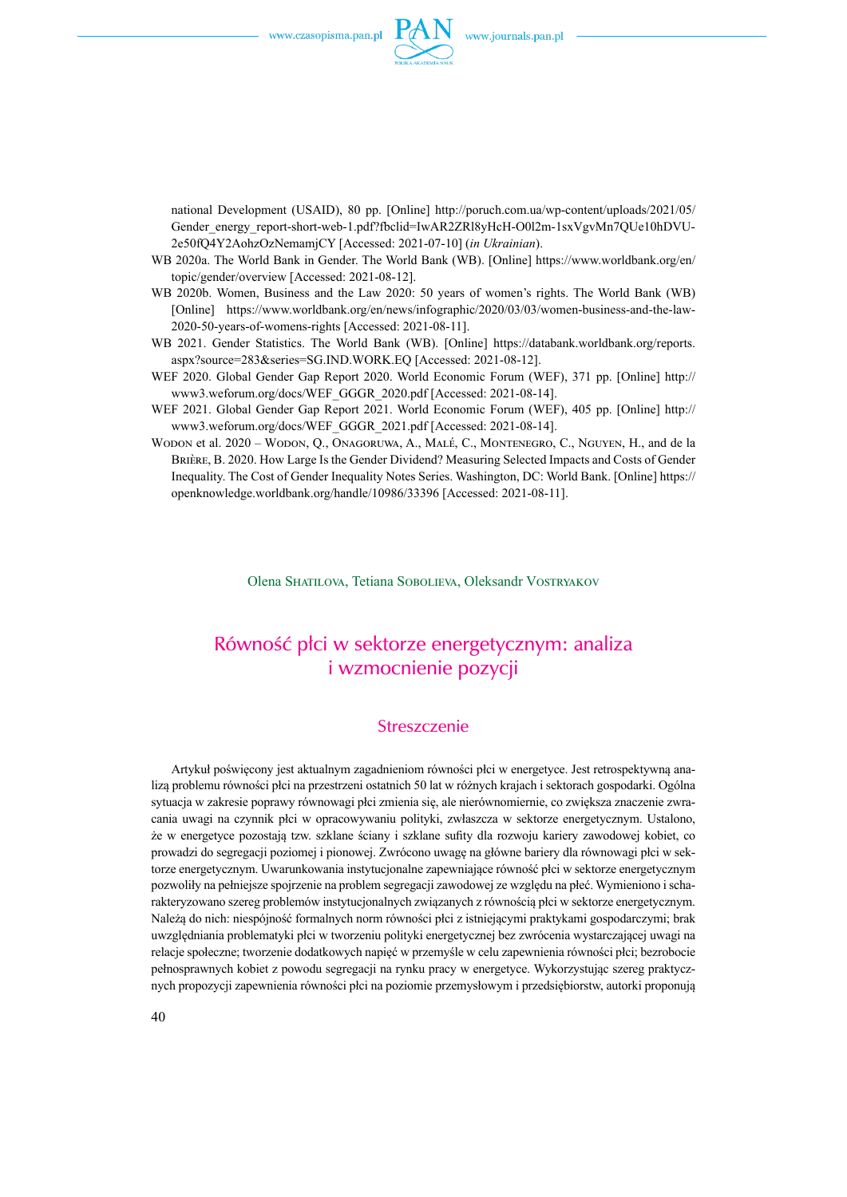national Development (USAID), 80 pp. [Online] http://poruch.com.ua/wp-content/uploads/2021/05/Gender_energy_report-short-web-1.pdf?fbclid=IwAR2ZRl8yHcH-O0l2m-1sxVgvMn7QUe10hDVU-2e50fQ4Y2AohzOzNemamjCY [Accessed: 2021-07-10] (*in Ukrainian*).

WB 2020a. The World Bank in Gender. The World Bank (WB). [Online] https://www.worldbank.org/en/topic/gender/overview [Accessed: 2021-08-12].

WB 2020b. Women, Business and the Law 2020: 50 years of women's rights. The World Bank (WB) [Online] https://www.worldbank.org/en/news/infographic/2020/03/03/women-business-and-the-law-2020-50-years-of-womens-rights [Accessed: 2021-08-11].

WB 2021. Gender Statistics. The World Bank (WB). [Online] https://databank.worldbank.org/reports.aspx?source=283&series=SG.IND.WORK.EQ [Accessed: 2021-08-12].

WEF 2020. Global Gender Gap Report 2020. World Economic Forum (WEF), 371 pp. [Online] http://www3.weforum.org/docs/WEF_GGGR_2020.pdf [Accessed: 2021-08-14].

WEF 2021. Global Gender Gap Report 2021. World Economic Forum (WEF), 405 pp. [Online] http://www3.weforum.org/docs/WEF_GGGR_2021.pdf [Accessed: 2021-08-14].

Wodon et al. 2020 – Wodon, Q., Onagoruwa, A., Malé, C., Montenegro, C., Nguyen, H., and de la Brière, B. 2020. How Large Is the Gender Dividend? Measuring Selected Impacts and Costs of Gender Inequality. The Cost of Gender Inequality Notes Series. Washington, DC: World Bank. [Online] https://openknowledge.worldbank.org/handle/10986/33396 [Accessed: 2021-08-11].

Olena Shatilova, Tetiana Sobolieva, Oleksandr Vostryakov

# Równość płci w sektorze energetycznym: analiza i wzmocnienie pozycji

## Streszczenie

Artykuł poświęcony jest aktualnym zagadnieniom równości płci w energetyce. Jest retrospektywną analizą problemu równości płci na przestrzeni ostatnich 50 lat w różnych krajach i sektorach gospodarki. Ogólna sytuacja w zakresie poprawy równowagi płci zmienia się, ale nierównomiernie, co zwiększa znaczenie zwracania uwagi na czynnik płci w opracowywaniu polityki, zwłaszcza w sektorze energetycznym. Ustalono, że w energetyce pozostają tzw. szklane ściany i szklane sufity dla rozwoju kariery zawodowej kobiet, co prowadzi do segregacji poziomej i pionowej. Zwrócono uwagę na główne bariery dla równowagi płci w sektorze energetycznym. Uwarunkowania instytucjonalne zapewniające równość płci w sektorze energetycznym pozwoliły na pełniejsze spojrzenie na problem segregacji zawodowej ze względu na płeć. Wymieniono i scharakteryzowano szereg problemów instytucjonalnych związanych z równością płci w sektorze energetycznym. Należą do nich: niespójność formalnych norm równości płci z istniejącymi praktykami gospodarczymi; brak uwzględniania problematyki płci w tworzeniu polityki energetycznej bez zwrócenia wystarczającej uwagi na relacje społeczne; tworzenie dodatkowych napięć w przemyśle w celu zapewnienia równości płci; bezrobocie pełnosprawnych kobiet z powodu segregacji na rynku pracy w energetyce. Wykorzystując szereg praktycznych propozycji zapewnienia równości płci na poziomie przemysłowym i przedsiębiorstw, autorki proponują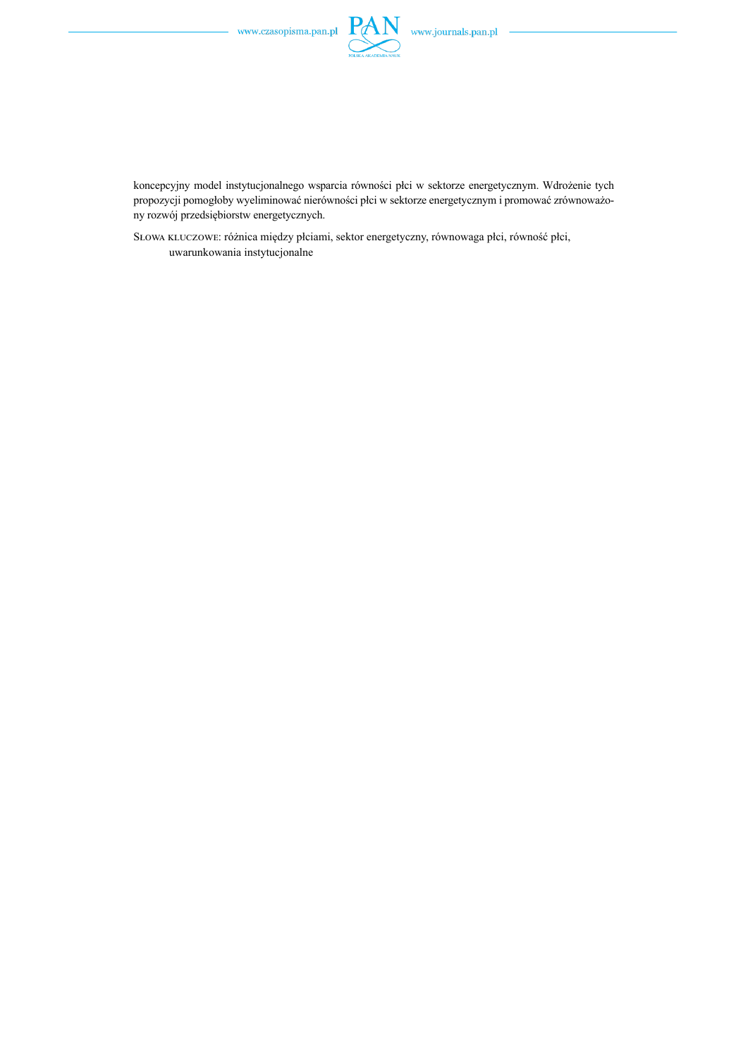koncepcyjny model instytucjonalnego wsparcia równości płci w sektorze energetycznym. Wdrożenie tych propozycji pomogłoby wyeliminować nierówności płci w sektorze energetycznym i promować zrównoważony rozwój przedsiębiorstw energetycznych.

SŁOWA KLUCZOWE: różnica między płciami, sektor energetyczny, równowaga płci, równość płci, uwarunkowania instytucjonalne